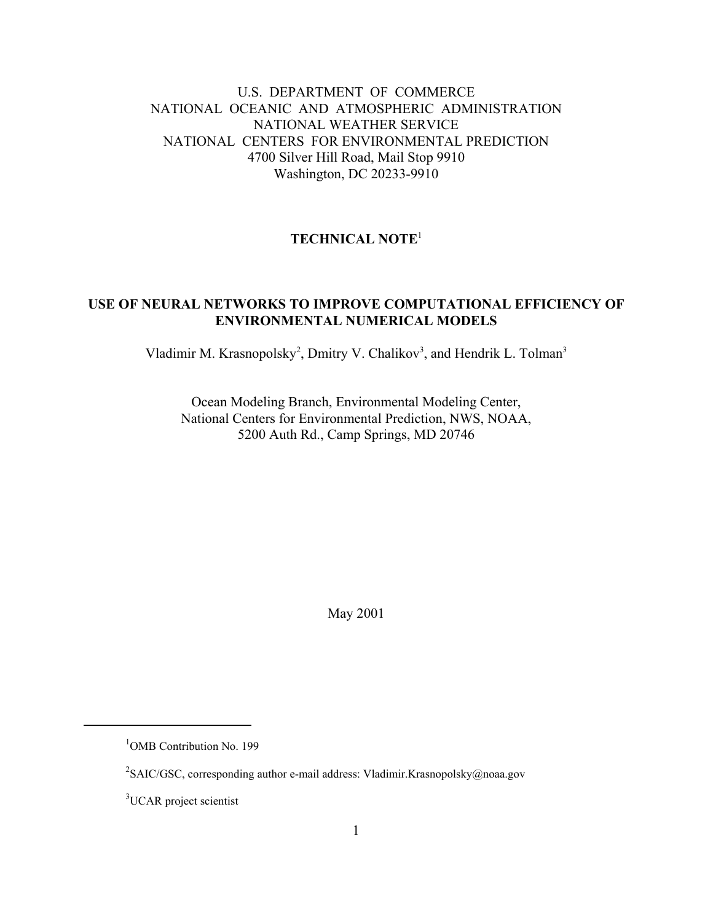U.S. DEPARTMENT OF COMMERCE
NATIONAL OCEANIC AND ATMOSPHERIC ADMINISTRATION
NATIONAL WEATHER SERVICE
NATIONAL CENTERS FOR ENVIRONMENTAL PREDICTION
4700 Silver Hill Road, Mail Stop 9910
Washington, DC 20233-9910

**TECHNICAL NOTE**[1]

# USE OF NEURAL NETWORKS TO IMPROVE COMPUTATIONAL EFFICIENCY OF ENVIRONMENTAL NUMERICAL MODELS

Vladimir M. Krasnopolsky[2], Dmitry V. Chalikov[3], and Hendrik L. Tolman[3]

Ocean Modeling Branch, Environmental Modeling Center,
National Centers for Environmental Prediction, NWS, NOAA,
5200 Auth Rd., Camp Springs, MD 20746

May 2001

---

[1] OMB Contribution No. 199

[2] SAIC/GSC, corresponding author e-mail address: Vladimir.Krasnopolsky@noaa.gov

[3] UCAR project scientist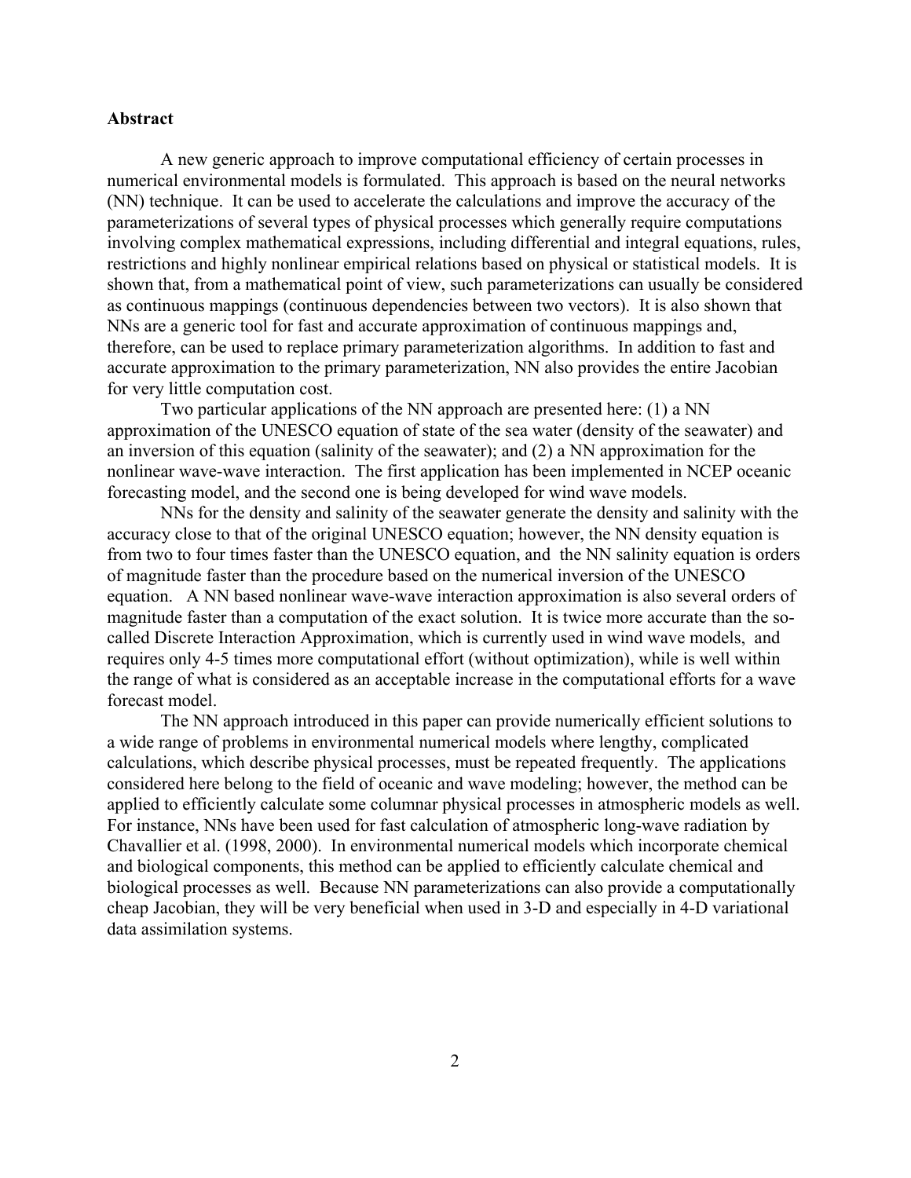## Abstract

A new generic approach to improve computational efficiency of certain processes in numerical environmental models is formulated. This approach is based on the neural networks (NN) technique. It can be used to accelerate the calculations and improve the accuracy of the parameterizations of several types of physical processes which generally require computations involving complex mathematical expressions, including differential and integral equations, rules, restrictions and highly nonlinear empirical relations based on physical or statistical models. It is shown that, from a mathematical point of view, such parameterizations can usually be considered as continuous mappings (continuous dependencies between two vectors). It is also shown that NNs are a generic tool for fast and accurate approximation of continuous mappings and, therefore, can be used to replace primary parameterization algorithms. In addition to fast and accurate approximation to the primary parameterization, NN also provides the entire Jacobian for very little computation cost.

Two particular applications of the NN approach are presented here: (1) a NN approximation of the UNESCO equation of state of the sea water (density of the seawater) and an inversion of this equation (salinity of the seawater); and (2) a NN approximation for the nonlinear wave-wave interaction. The first application has been implemented in NCEP oceanic forecasting model, and the second one is being developed for wind wave models.

NNs for the density and salinity of the seawater generate the density and salinity with the accuracy close to that of the original UNESCO equation; however, the NN density equation is from two to four times faster than the UNESCO equation, and the NN salinity equation is orders of magnitude faster than the procedure based on the numerical inversion of the UNESCO equation. A NN based nonlinear wave-wave interaction approximation is also several orders of magnitude faster than a computation of the exact solution. It is twice more accurate than the so-called Discrete Interaction Approximation, which is currently used in wind wave models, and requires only 4-5 times more computational effort (without optimization), while is well within the range of what is considered as an acceptable increase in the computational efforts for a wave forecast model.

The NN approach introduced in this paper can provide numerically efficient solutions to a wide range of problems in environmental numerical models where lengthy, complicated calculations, which describe physical processes, must be repeated frequently. The applications considered here belong to the field of oceanic and wave modeling; however, the method can be applied to efficiently calculate some columnar physical processes in atmospheric models as well. For instance, NNs have been used for fast calculation of atmospheric long-wave radiation by Chavallier et al. (1998, 2000). In environmental numerical models which incorporate chemical and biological components, this method can be applied to efficiently calculate chemical and biological processes as well. Because NN parameterizations can also provide a computationally cheap Jacobian, they will be very beneficial when used in 3-D and especially in 4-D variational data assimilation systems.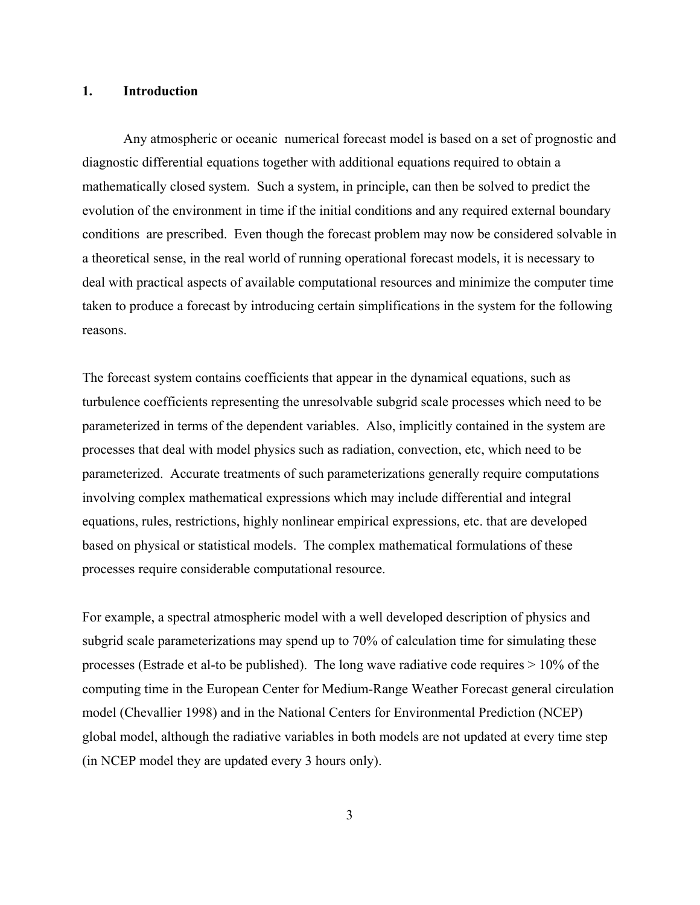# 1. Introduction

Any atmospheric or oceanic numerical forecast model is based on a set of prognostic and diagnostic differential equations together with additional equations required to obtain a mathematically closed system. Such a system, in principle, can then be solved to predict the evolution of the environment in time if the initial conditions and any required external boundary conditions are prescribed. Even though the forecast problem may now be considered solvable in a theoretical sense, in the real world of running operational forecast models, it is necessary to deal with practical aspects of available computational resources and minimize the computer time taken to produce a forecast by introducing certain simplifications in the system for the following reasons.

The forecast system contains coefficients that appear in the dynamical equations, such as turbulence coefficients representing the unresolvable subgrid scale processes which need to be parameterized in terms of the dependent variables. Also, implicitly contained in the system are processes that deal with model physics such as radiation, convection, etc, which need to be parameterized. Accurate treatments of such parameterizations generally require computations involving complex mathematical expressions which may include differential and integral equations, rules, restrictions, highly nonlinear empirical expressions, etc. that are developed based on physical or statistical models. The complex mathematical formulations of these processes require considerable computational resource.

For example, a spectral atmospheric model with a well developed description of physics and subgrid scale parameterizations may spend up to 70% of calculation time for simulating these processes (Estrade et al-to be published). The long wave radiative code requires > 10% of the computing time in the European Center for Medium-Range Weather Forecast general circulation model (Chevallier 1998) and in the National Centers for Environmental Prediction (NCEP) global model, although the radiative variables in both models are not updated at every time step (in NCEP model they are updated every 3 hours only).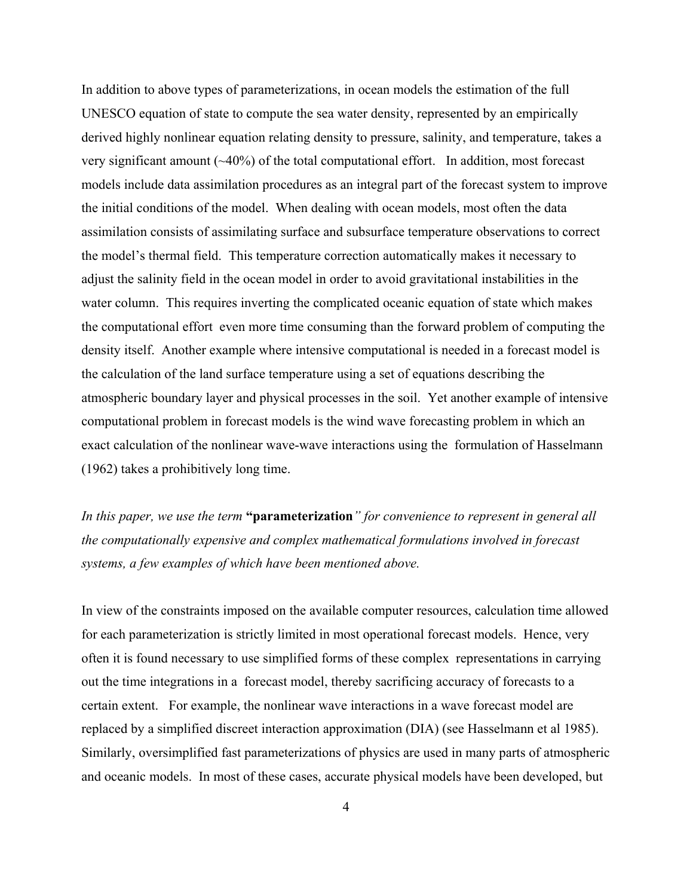In addition to above types of parameterizations, in ocean models the estimation of the full UNESCO equation of state to compute the sea water density, represented by an empirically derived highly nonlinear equation relating density to pressure, salinity, and temperature, takes a very significant amount (~40%) of the total computational effort. In addition, most forecast models include data assimilation procedures as an integral part of the forecast system to improve the initial conditions of the model. When dealing with ocean models, most often the data assimilation consists of assimilating surface and subsurface temperature observations to correct the model's thermal field. This temperature correction automatically makes it necessary to adjust the salinity field in the ocean model in order to avoid gravitational instabilities in the water column. This requires inverting the complicated oceanic equation of state which makes the computational effort even more time consuming than the forward problem of computing the density itself. Another example where intensive computational is needed in a forecast model is the calculation of the land surface temperature using a set of equations describing the atmospheric boundary layer and physical processes in the soil. Yet another example of intensive computational problem in forecast models is the wind wave forecasting problem in which an exact calculation of the nonlinear wave-wave interactions using the formulation of Hasselmann (1962) takes a prohibitively long time.

*In this paper, we use the term* **"parameterization**" *for convenience to represent in general all the computationally expensive and complex mathematical formulations involved in forecast systems, a few examples of which have been mentioned above.*

In view of the constraints imposed on the available computer resources, calculation time allowed for each parameterization is strictly limited in most operational forecast models. Hence, very often it is found necessary to use simplified forms of these complex representations in carrying out the time integrations in a forecast model, thereby sacrificing accuracy of forecasts to a certain extent. For example, the nonlinear wave interactions in a wave forecast model are replaced by a simplified discreet interaction approximation (DIA) (see Hasselmann et al 1985). Similarly, oversimplified fast parameterizations of physics are used in many parts of atmospheric and oceanic models. In most of these cases, accurate physical models have been developed, but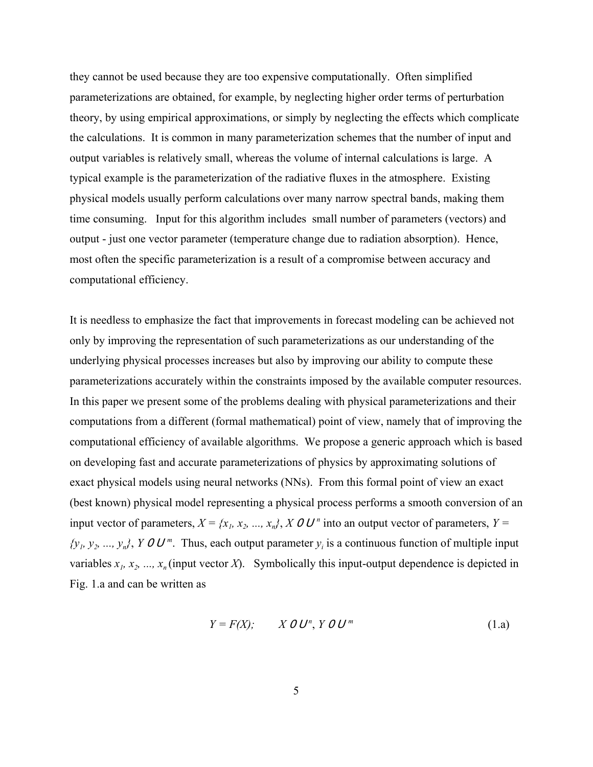they cannot be used because they are too expensive computationally. Often simplified parameterizations are obtained, for example, by neglecting higher order terms of perturbation theory, by using empirical approximations, or simply by neglecting the effects which complicate the calculations. It is common in many parameterization schemes that the number of input and output variables is relatively small, whereas the volume of internal calculations is large. A typical example is the parameterization of the radiative fluxes in the atmosphere. Existing physical models usually perform calculations over many narrow spectral bands, making them time consuming. Input for this algorithm includes small number of parameters (vectors) and output - just one vector parameter (temperature change due to radiation absorption). Hence, most often the specific parameterization is a result of a compromise between accuracy and computational efficiency.

It is needless to emphasize the fact that improvements in forecast modeling can be achieved not only by improving the representation of such parameterizations as our understanding of the underlying physical processes increases but also by improving our ability to compute these parameterizations accurately within the constraints imposed by the available computer resources. In this paper we present some of the problems dealing with physical parameterizations and their computations from a different (formal mathematical) point of view, namely that of improving the computational efficiency of available algorithms. We propose a generic approach which is based on developing fast and accurate parameterizations of physics by approximating solutions of exact physical models using neural networks (NNs). From this formal point of view an exact (best known) physical model representing a physical process performs a smooth conversion of an input vector of parameters, $X = \{x_1, x_2, ..., x_n\}$, $X \in \Re^n$ into an output vector of parameters, $Y = \{y_1, y_2, ..., y_n\}$, $Y \in \Re^m$. Thus, each output parameter $y_i$ is a continuous function of multiple input variables $x_1, x_2, ..., x_n$ (input vector $X$). Symbolically this input-output dependence is depicted in Fig. 1.a and can be written as

$$Y = F(X); \qquad X \in \Re^n, Y \in \Re^m \tag{1.a}$$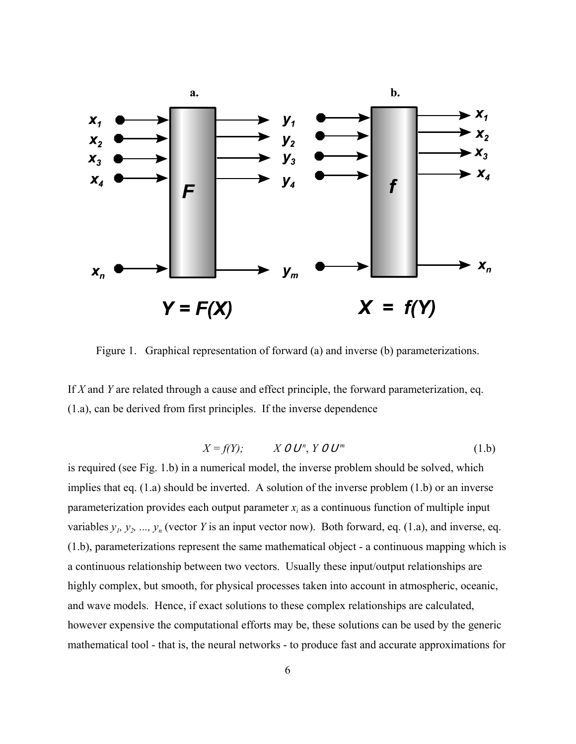Figure 1. Graphical representation of forward (a) and inverse (b) parameterizations.

If $X$ and $Y$ are related through a cause and effect principle, the forward parameterization, eq. (1.a), can be derived from first principles. If the inverse dependence

$$X = f(Y); \qquad X \in \Re^n, \; Y \in \Re^m \tag{1.b}$$

is required (see Fig. 1.b) in a numerical model, the inverse problem should be solved, which implies that eq. (1.a) should be inverted. A solution of the inverse problem (1.b) or an inverse parameterization provides each output parameter $x_i$ as a continuous function of multiple input variables $y_1, y_2, ..., y_n$ (vector $Y$ is an input vector now). Both forward, eq. (1.a), and inverse, eq. (1.b), parameterizations represent the same mathematical object - a continuous mapping which is a continuous relationship between two vectors. Usually these input/output relationships are highly complex, but smooth, for physical processes taken into account in atmospheric, oceanic, and wave models. Hence, if exact solutions to these complex relationships are calculated, however expensive the computational efforts may be, these solutions can be used by the generic mathematical tool - that is, the neural networks - to produce fast and accurate approximations for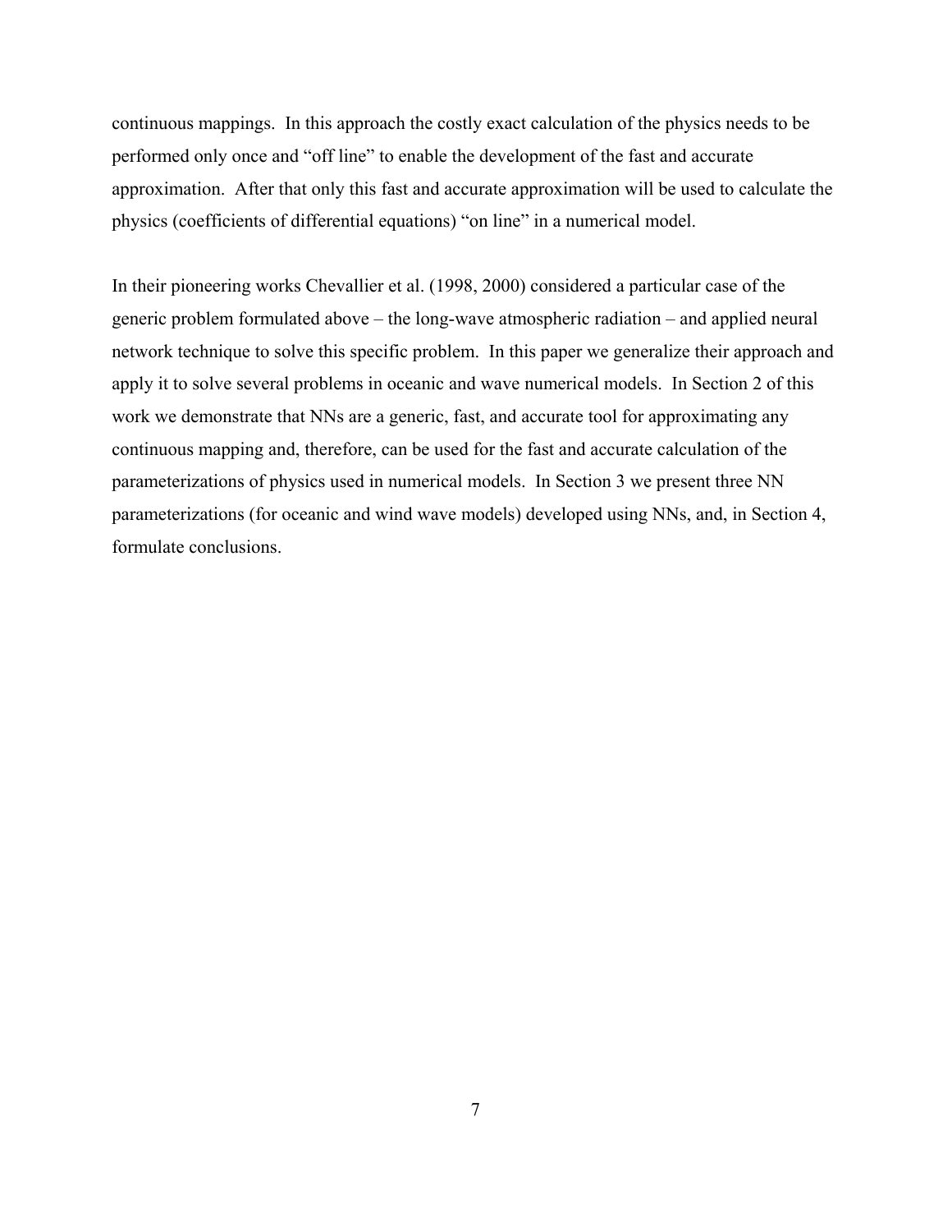continuous mappings. In this approach the costly exact calculation of the physics needs to be performed only once and "off line" to enable the development of the fast and accurate approximation. After that only this fast and accurate approximation will be used to calculate the physics (coefficients of differential equations) "on line" in a numerical model.

In their pioneering works Chevallier et al. (1998, 2000) considered a particular case of the generic problem formulated above – the long-wave atmospheric radiation – and applied neural network technique to solve this specific problem. In this paper we generalize their approach and apply it to solve several problems in oceanic and wave numerical models. In Section 2 of this work we demonstrate that NNs are a generic, fast, and accurate tool for approximating any continuous mapping and, therefore, can be used for the fast and accurate calculation of the parameterizations of physics used in numerical models. In Section 3 we present three NN parameterizations (for oceanic and wind wave models) developed using NNs, and, in Section 4, formulate conclusions.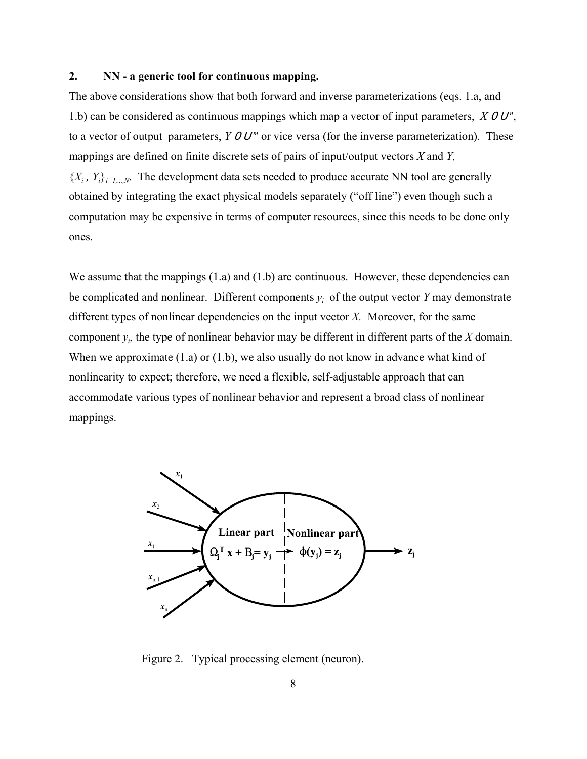## 2. NN - a generic tool for continuous mapping.

The above considerations show that both forward and inverse parameterizations (eqs. 1.a, and 1.b) can be considered as continuous mappings which map a vector of input parameters, $X \in \Re^n$, to a vector of output parameters, $Y \in \Re^m$ or vice versa (for the inverse parameterization). These mappings are defined on finite discrete sets of pairs of input/output vectors $X$ and $Y$, $\{X_i, Y_i\}_{i=1,\ldots,N}$. The development data sets needed to produce accurate NN tool are generally obtained by integrating the exact physical models separately ("off line") even though such a computation may be expensive in terms of computer resources, since this needs to be done only ones.

We assume that the mappings (1.a) and (1.b) are continuous. However, these dependencies can be complicated and nonlinear. Different components $y_i$ of the output vector $Y$ may demonstrate different types of nonlinear dependencies on the input vector $X$. Moreover, for the same component $y_i$, the type of nonlinear behavior may be different in different parts of the $X$ domain. When we approximate (1.a) or (1.b), we also usually do not know in advance what kind of nonlinearity to expect; therefore, we need a flexible, self-adjustable approach that can accommodate various types of nonlinear behavior and represent a broad class of nonlinear mappings.

Figure 2. Typical processing element (neuron).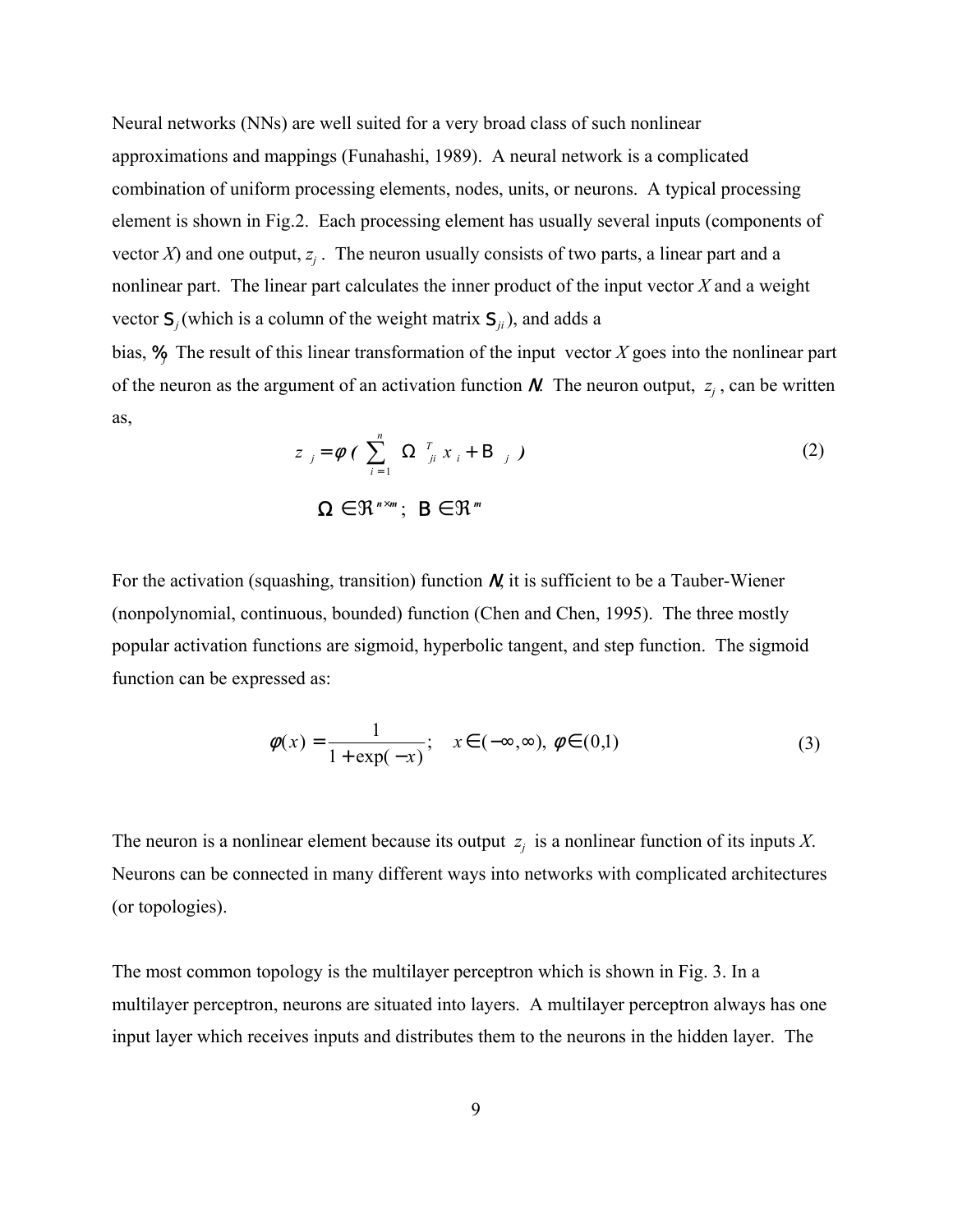Neural networks (NNs) are well suited for a very broad class of such nonlinear approximations and mappings (Funahashi, 1989). A neural network is a complicated combination of uniform processing elements, nodes, units, or neurons. A typical processing element is shown in Fig.2. Each processing element has usually several inputs (components of vector *X*) and one output, $z_j$. The neuron usually consists of two parts, a linear part and a nonlinear part. The linear part calculates the inner product of the input vector *X* and a weight vector $\Omega_j$ (which is a column of the weight matrix $\Omega_{ji}$), and adds a bias, $B_j$. The result of this linear transformation of the input vector *X* goes into the nonlinear part of the neuron as the argument of an activation function $\varphi$. The neuron output, $z_j$, can be written as,

$$z_j = \varphi\left( \sum_{i=1}^{n} \Omega_{ji}^{T} x_i + B_j \right) \tag{2}$$

$$\Omega \in \Re^{n \times m}; \;\; B \in \Re^{m}$$

For the activation (squashing, transition) function $\varphi$, it is sufficient to be a Tauber-Wiener (nonpolynomial, continuous, bounded) function (Chen and Chen, 1995). The three mostly popular activation functions are sigmoid, hyperbolic tangent, and step function. The sigmoid function can be expressed as:

$$\varphi(x) = \frac{1}{1 + \exp(-x)}; \quad x \in (-\infty, \infty), \; \varphi \in (0,1) \tag{3}$$

The neuron is a nonlinear element because its output $z_j$ is a nonlinear function of its inputs *X*. Neurons can be connected in many different ways into networks with complicated architectures (or topologies).

The most common topology is the multilayer perceptron which is shown in Fig. 3. In a multilayer perceptron, neurons are situated into layers. A multilayer perceptron always has one input layer which receives inputs and distributes them to the neurons in the hidden layer. The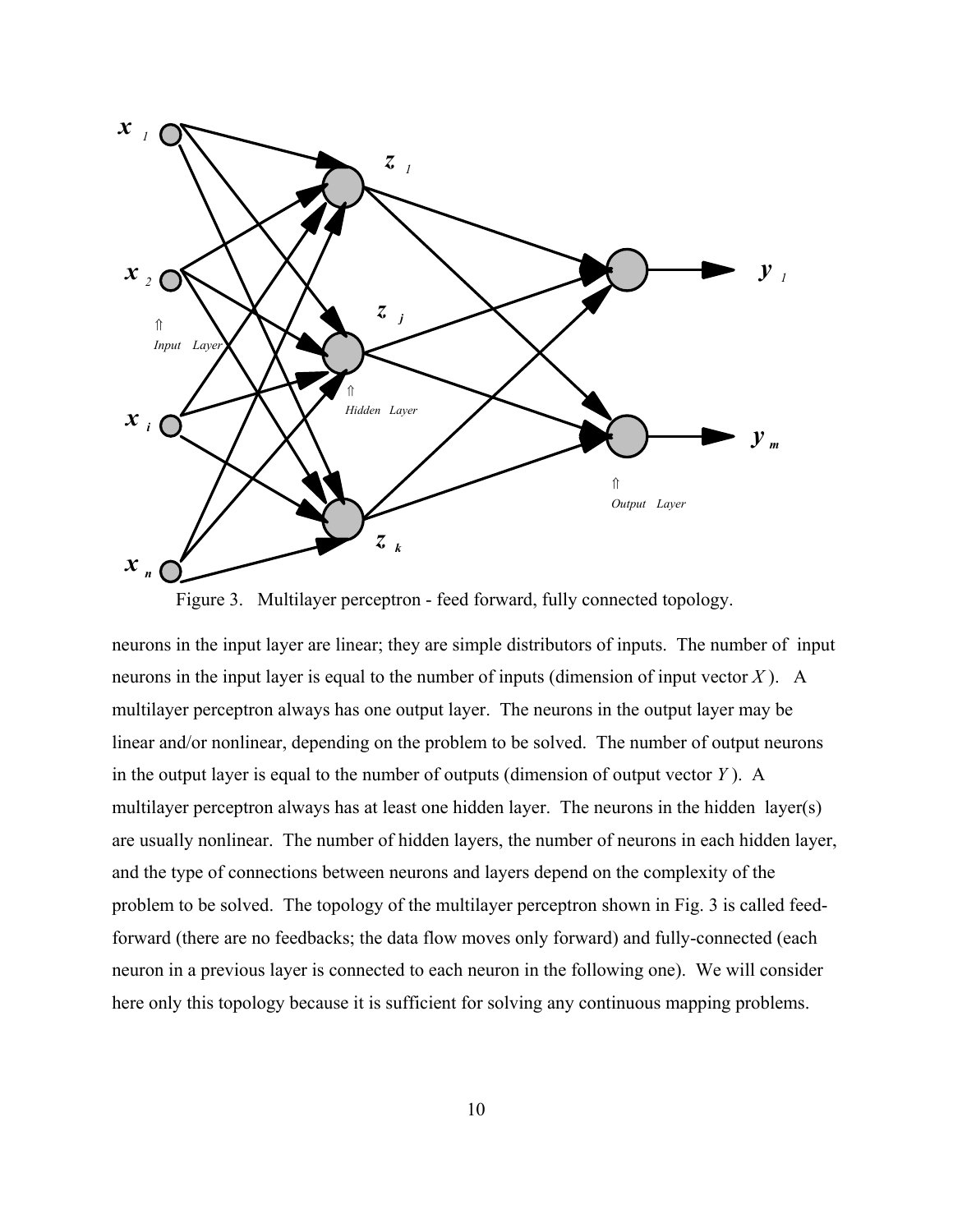Figure 3. Multilayer perceptron - feed forward, fully connected topology.

neurons in the input layer are linear; they are simple distributors of inputs. The number of input neurons in the input layer is equal to the number of inputs (dimension of input vector $X$). A multilayer perceptron always has one output layer. The neurons in the output layer may be linear and/or nonlinear, depending on the problem to be solved. The number of output neurons in the output layer is equal to the number of outputs (dimension of output vector $Y$). A multilayer perceptron always has at least one hidden layer. The neurons in the hidden layer(s) are usually nonlinear. The number of hidden layers, the number of neurons in each hidden layer, and the type of connections between neurons and layers depend on the complexity of the problem to be solved. The topology of the multilayer perceptron shown in Fig. 3 is called feed-forward (there are no feedbacks; the data flow moves only forward) and fully-connected (each neuron in a previous layer is connected to each neuron in the following one). We will consider here only this topology because it is sufficient for solving any continuous mapping problems.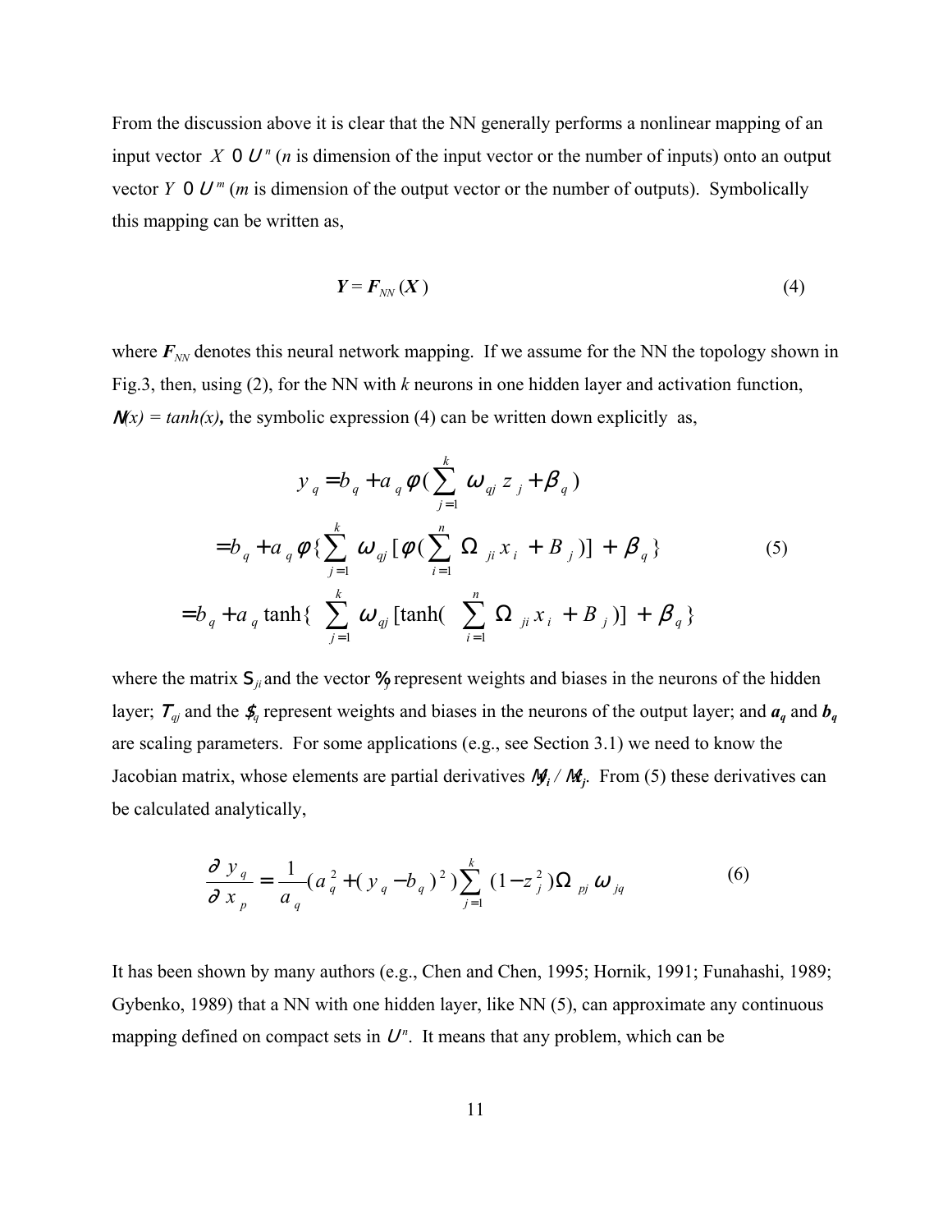From the discussion above it is clear that the NN generally performs a nonlinear mapping of an input vector $X \in \Re^n$ ($n$ is dimension of the input vector or the number of inputs) onto an output vector $Y \in \Re^m$ ($m$ is dimension of the output vector or the number of outputs). Symbolically this mapping can be written as,

$$\boldsymbol{Y} = \boldsymbol{F}_{NN}(\boldsymbol{X}) \tag{4}$$

where $\boldsymbol{F}_{NN}$ denotes this neural network mapping. If we assume for the NN the topology shown in Fig.3, then, using (2), for the NN with $k$ neurons in one hidden layer and activation function, $\phi(x) = tanh(x)$**,** the symbolic expression (4) can be written down explicitly as,

$$\begin{aligned}
y_q &= b_q + a_q \phi(\sum_{j=1}^{k} \omega_{qj} z_j + \beta_q) \\
&= b_q + a_q \phi\{\sum_{j=1}^{k} \omega_{qj} [\phi(\sum_{i=1}^{n} \Omega_{ji} x_i + B_j)] + \beta_q\} \\
&= b_q + a_q \tanh\{ \sum_{j=1}^{k} \omega_{qj} [\tanh( \sum_{i=1}^{n} \Omega_{ji} x_i + B_j)] + \beta_q\}
\end{aligned} \tag{5}$$

where the matrix $\Omega_{ji}$ and the vector $B_j$ represent weights and biases in the neurons of the hidden layer; $\omega_{qj}$ and the $\beta_q$ represent weights and biases in the neurons of the output layer; and $\boldsymbol{a_q}$ and $\boldsymbol{b_q}$ are scaling parameters. For some applications (e.g., see Section 3.1) we need to know the Jacobian matrix, whose elements are partial derivatives $\partial y_i / \partial x_j$. From (5) these derivatives can be calculated analytically,

$$\frac{\partial y_q}{\partial x_p} = \frac{1}{a_q}(a_q^2 + (y_q - b_q)^2) \sum_{j=1}^{k} (1 - z_j^2) \Omega_{pj} \omega_{jq} \tag{6}$$

It has been shown by many authors (e.g., Chen and Chen, 1995; Hornik, 1991; Funahashi, 1989; Gybenko, 1989) that a NN with one hidden layer, like NN (5), can approximate any continuous mapping defined on compact sets in $\Re^n$. It means that any problem, which can be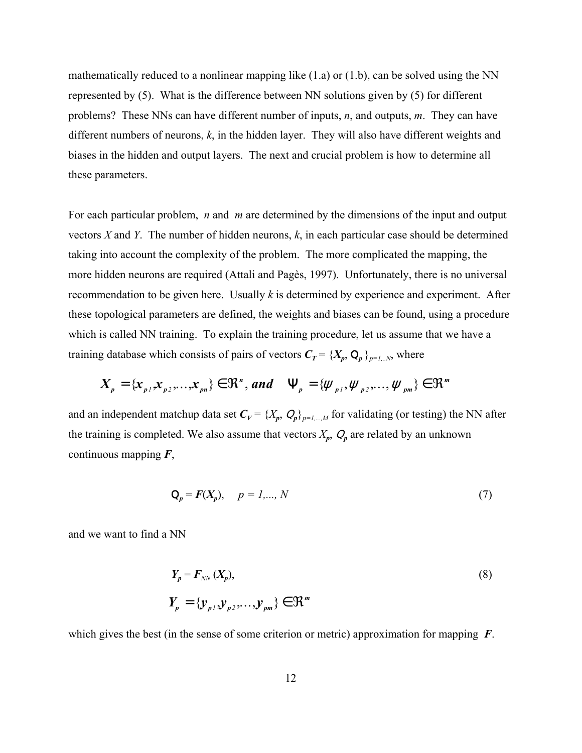mathematically reduced to a nonlinear mapping like (1.a) or (1.b), can be solved using the NN represented by (5). What is the difference between NN solutions given by (5) for different problems? These NNs can have different number of inputs, $n$, and outputs, $m$. They can have different numbers of neurons, $k$, in the hidden layer. They will also have different weights and biases in the hidden and output layers. The next and crucial problem is how to determine all these parameters.

For each particular problem, $n$ and $m$ are determined by the dimensions of the input and output vectors $X$ and $Y$. The number of hidden neurons, $k$, in each particular case should be determined taking into account the complexity of the problem. The more complicated the mapping, the more hidden neurons are required (Attali and Pagès, 1997). Unfortunately, there is no universal recommendation to be given here. Usually $k$ is determined by experience and experiment. After these topological parameters are defined, the weights and biases can be found, using a procedure which is called NN training. To explain the training procedure, let us assume that we have a training database which consists of pairs of vectors $\boldsymbol{C_T} = \{\boldsymbol{X_p}, \boldsymbol{\Psi_p}\}_{p=1,..N}$, where

$$\boldsymbol{X_p} = \{x_{p1}, x_{p2}, \ldots, x_{pn}\} \in \Re^n, \textit{ and } \quad \Psi_p = \{\psi_{p1}, \psi_{p2}, \ldots, \psi_{pm}\} \in \Re^m$$

and an independent matchup data set $\boldsymbol{C_V} = \{X_p, \Psi_p\}_{p=1,\ldots,M}$ for validating (or testing) the NN after the training is completed. We also assume that vectors $X_p$, $\Psi_p$ are related by an unknown continuous mapping $\boldsymbol{F}$,

$$\boldsymbol{\Psi_p} = \boldsymbol{F}(\boldsymbol{X_p}), \quad p = 1,\ldots, N \tag{7}$$

and we want to find a NN

$$\boldsymbol{Y_p} = \boldsymbol{F}_{NN}(\boldsymbol{X_p}), \tag{8}$$

$$\boldsymbol{Y_p} = \{y_{p1}, y_{p2}, \ldots, y_{pm}\} \in \Re^m$$

which gives the best (in the sense of some criterion or metric) approximation for mapping $\boldsymbol{F}$.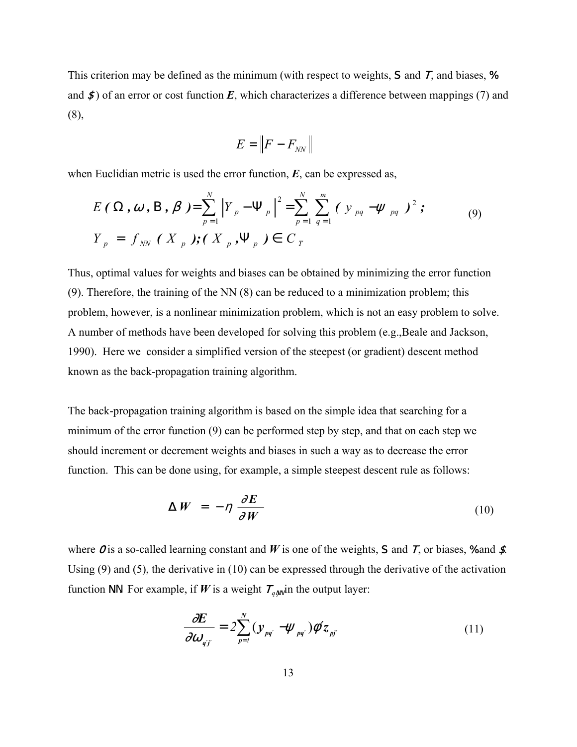This criterion may be defined as the minimum (with respect to weights, S and *T*, and biases, % and *$*) of an error or cost function ***E***, which characterizes a difference between mappings (7) and (8),

$$E = \left\| F - F_{NN} \right\|$$

when Euclidian metric is used the error function, ***E***, can be expressed as,

$$E(\Omega, \omega, \mathrm{B}, \beta) = \sum_{p=1}^{N} \left| Y_p - \Psi_p \right|^2 = \sum_{p=1}^{N} \sum_{q=1}^{m} (y_{pq} - \psi_{pq})^2 ; \tag{9}$$

$$Y_p = f_{NN}(X_p); (X_p, \Psi_p) \in C_T$$

Thus, optimal values for weights and biases can be obtained by minimizing the error function (9). Therefore, the training of the NN (8) can be reduced to a minimization problem; this problem, however, is a nonlinear minimization problem, which is not an easy problem to solve. A number of methods have been developed for solving this problem (e.g.,Beale and Jackson, 1990). Here we consider a simplified version of the steepest (or gradient) descent method known as the back-propagation training algorithm.

The back-propagation training algorithm is based on the simple idea that searching for a minimum of the error function (9) can be performed step by step, and that on each step we should increment or decrement weights and biases in such a way as to decrease the error function. This can be done using, for example, a simple steepest descent rule as follows:

$$\Delta W = -\eta \frac{\partial E}{\partial W} \tag{10}$$

where *0* is a so-called learning constant and ***W*** is one of the weights, S and *T*, or biases, % and *$*. Using (9) and (5), the derivative in (10) can be expressed through the derivative of the activation function NN. For example, if ***W*** is a weight *T*$_{q'j'}$ in the output layer:

$$\frac{\partial E}{\partial \omega_{q'j'}} = 2 \sum_{p=1}^{N} (y_{pq'} - \psi_{pq'}) \phi' z_{pj'} \tag{11}$$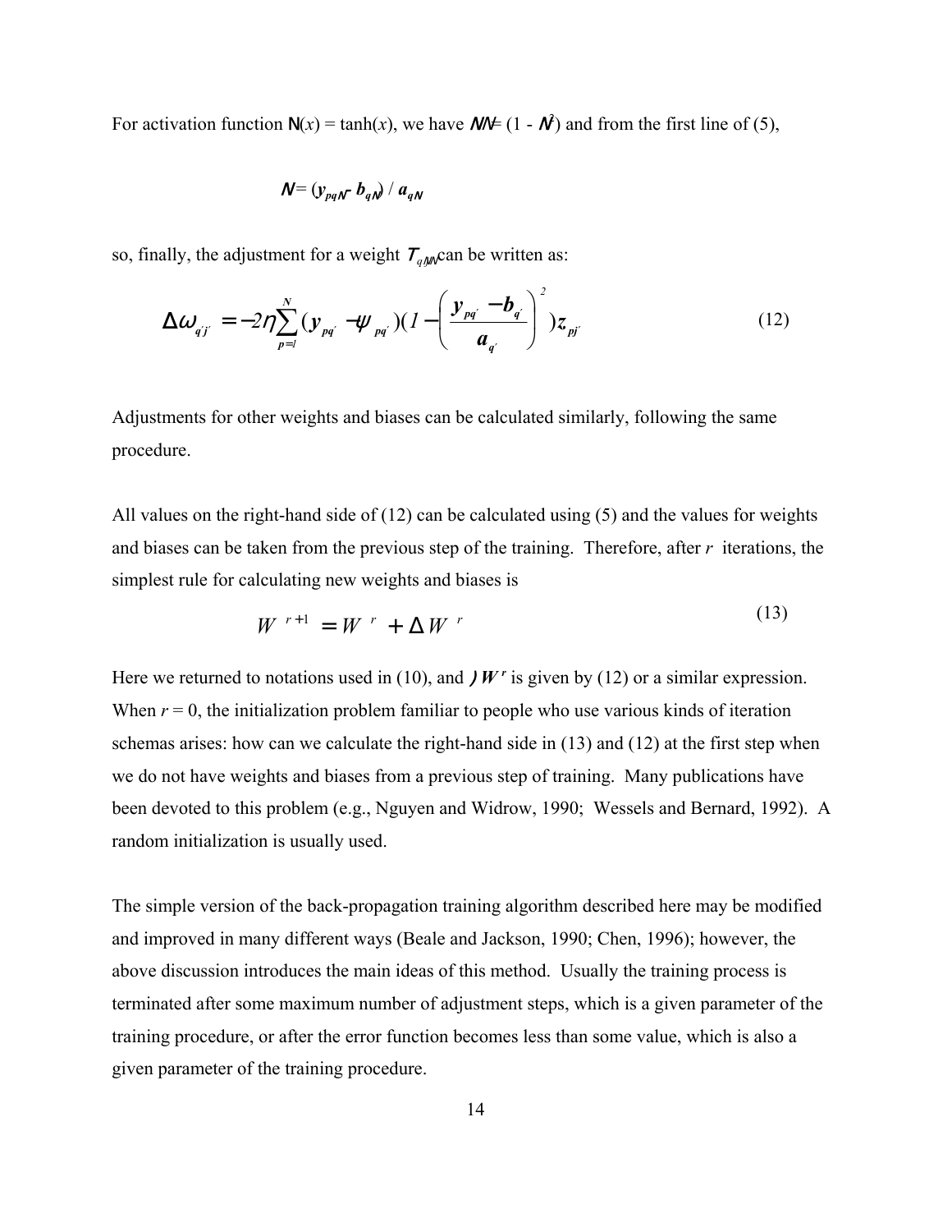For activation function $\varphi(x) = \tanh(x)$, we have $\varphi' = (1 - \varphi^2)$ and from the first line of (5),

$$\varphi = (y_{pq'} - b_{q'}) / a_{q'}$$

so, finally, the adjustment for a weight $\omega_{q'j'}$ can be written as:

$$\Delta\omega_{q'j'} = -2\eta\sum_{p=1}^{N}(y_{pq'} - \psi_{pq'})(1 - \left(\frac{y_{pq'} - b_{q'}}{a_{q'}}\right)^2)z_{pj'} \tag{12}$$

Adjustments for other weights and biases can be calculated similarly, following the same procedure.

All values on the right-hand side of (12) can be calculated using (5) and the values for weights and biases can be taken from the previous step of the training. Therefore, after $r$ iterations, the simplest rule for calculating new weights and biases is

$$W^{r+1} = W^{r} + \Delta W^{r} \tag{13}$$

Here we returned to notations used in (10), and $\Delta W^r$ is given by (12) or a similar expression. When $r = 0$, the initialization problem familiar to people who use various kinds of iteration schemas arises: how can we calculate the right-hand side in (13) and (12) at the first step when we do not have weights and biases from a previous step of training. Many publications have been devoted to this problem (e.g., Nguyen and Widrow, 1990; Wessels and Bernard, 1992). A random initialization is usually used.

The simple version of the back-propagation training algorithm described here may be modified and improved in many different ways (Beale and Jackson, 1990; Chen, 1996); however, the above discussion introduces the main ideas of this method. Usually the training process is terminated after some maximum number of adjustment steps, which is a given parameter of the training procedure, or after the error function becomes less than some value, which is also a given parameter of the training procedure.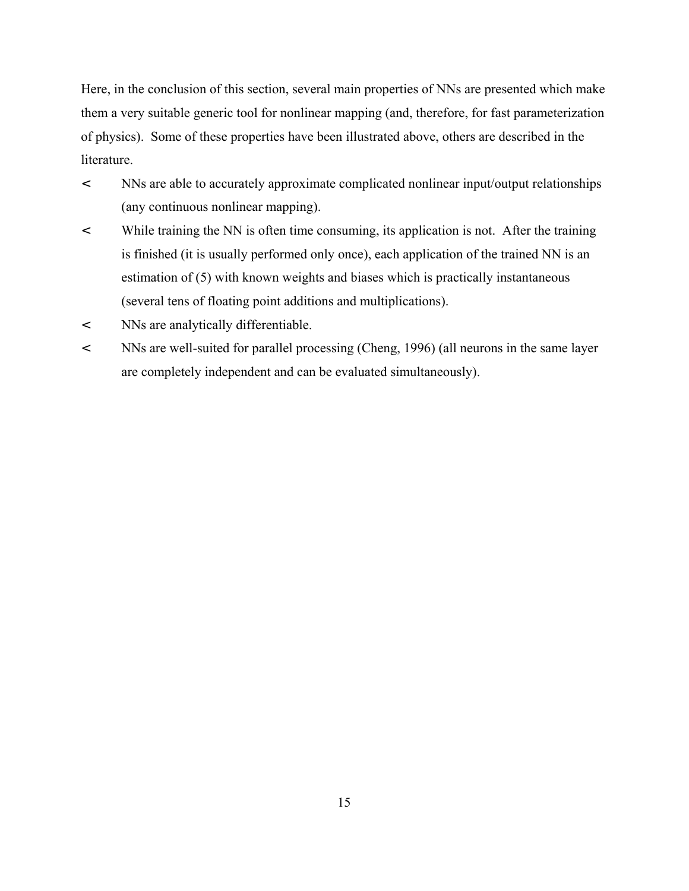Here, in the conclusion of this section, several main properties of NNs are presented which make them a very suitable generic tool for nonlinear mapping (and, therefore, for fast parameterization of physics). Some of these properties have been illustrated above, others are described in the literature.

- NNs are able to accurately approximate complicated nonlinear input/output relationships (any continuous nonlinear mapping).
- While training the NN is often time consuming, its application is not. After the training is finished (it is usually performed only once), each application of the trained NN is an estimation of (5) with known weights and biases which is practically instantaneous (several tens of floating point additions and multiplications).
- NNs are analytically differentiable.
- NNs are well-suited for parallel processing (Cheng, 1996) (all neurons in the same layer are completely independent and can be evaluated simultaneously).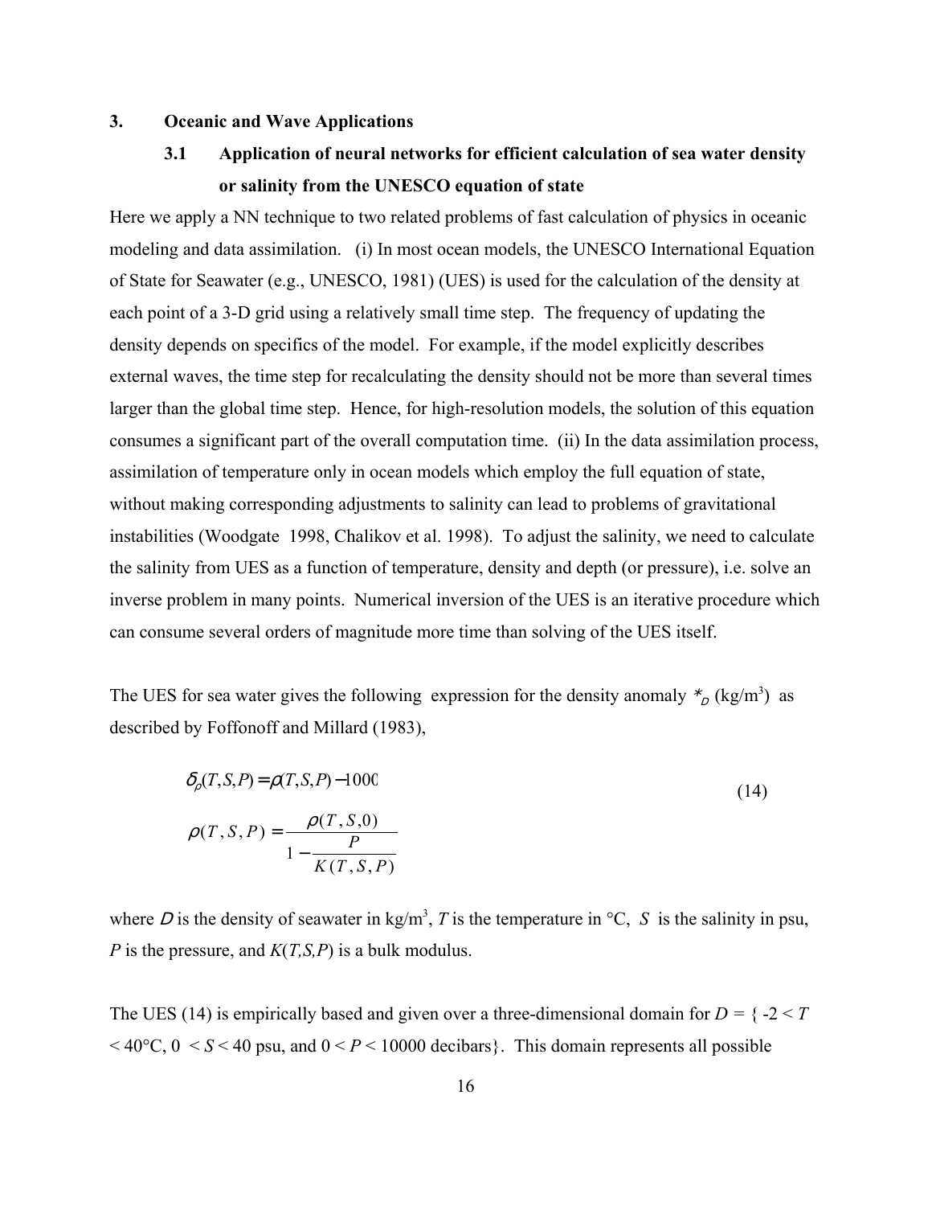## 3. Oceanic and Wave Applications

### 3.1 Application of neural networks for efficient calculation of sea water density or salinity from the UNESCO equation of state

Here we apply a NN technique to two related problems of fast calculation of physics in oceanic modeling and data assimilation. (i) In most ocean models, the UNESCO International Equation of State for Seawater (e.g., UNESCO, 1981) (UES) is used for the calculation of the density at each point of a 3-D grid using a relatively small time step. The frequency of updating the density depends on specifics of the model. For example, if the model explicitly describes external waves, the time step for recalculating the density should not be more than several times larger than the global time step. Hence, for high-resolution models, the solution of this equation consumes a significant part of the overall computation time. (ii) In the data assimilation process, assimilation of temperature only in ocean models which employ the full equation of state, without making corresponding adjustments to salinity can lead to problems of gravitational instabilities (Woodgate 1998, Chalikov et al. 1998). To adjust the salinity, we need to calculate the salinity from UES as a function of temperature, density and depth (or pressure), i.e. solve an inverse problem in many points. Numerical inversion of the UES is an iterative procedure which can consume several orders of magnitude more time than solving of the UES itself.

The UES for sea water gives the following expression for the density anomaly $*_D$ (kg/m$^3$) as described by Foffonoff and Millard (1983),

$$
\begin{aligned}
&\delta_\rho(T,S,P) = \rho(T,S,P) - 1000 \\
&\rho(T,S,P) = \frac{\rho(T,S,0)}{1 - \dfrac{P}{K(T,S,P)}}
\end{aligned}
\tag{14}
$$

where $D$ is the density of seawater in kg/m$^3$, $T$ is the temperature in °C, $S$ is the salinity in psu, $P$ is the pressure, and $K(T,S,P)$ is a bulk modulus.

The UES (14) is empirically based and given over a three-dimensional domain for $D$ = { -2 < $T$ < 40°C, 0 < $S$ < 40 psu, and 0 < $P$ < 10000 decibars}. This domain represents all possible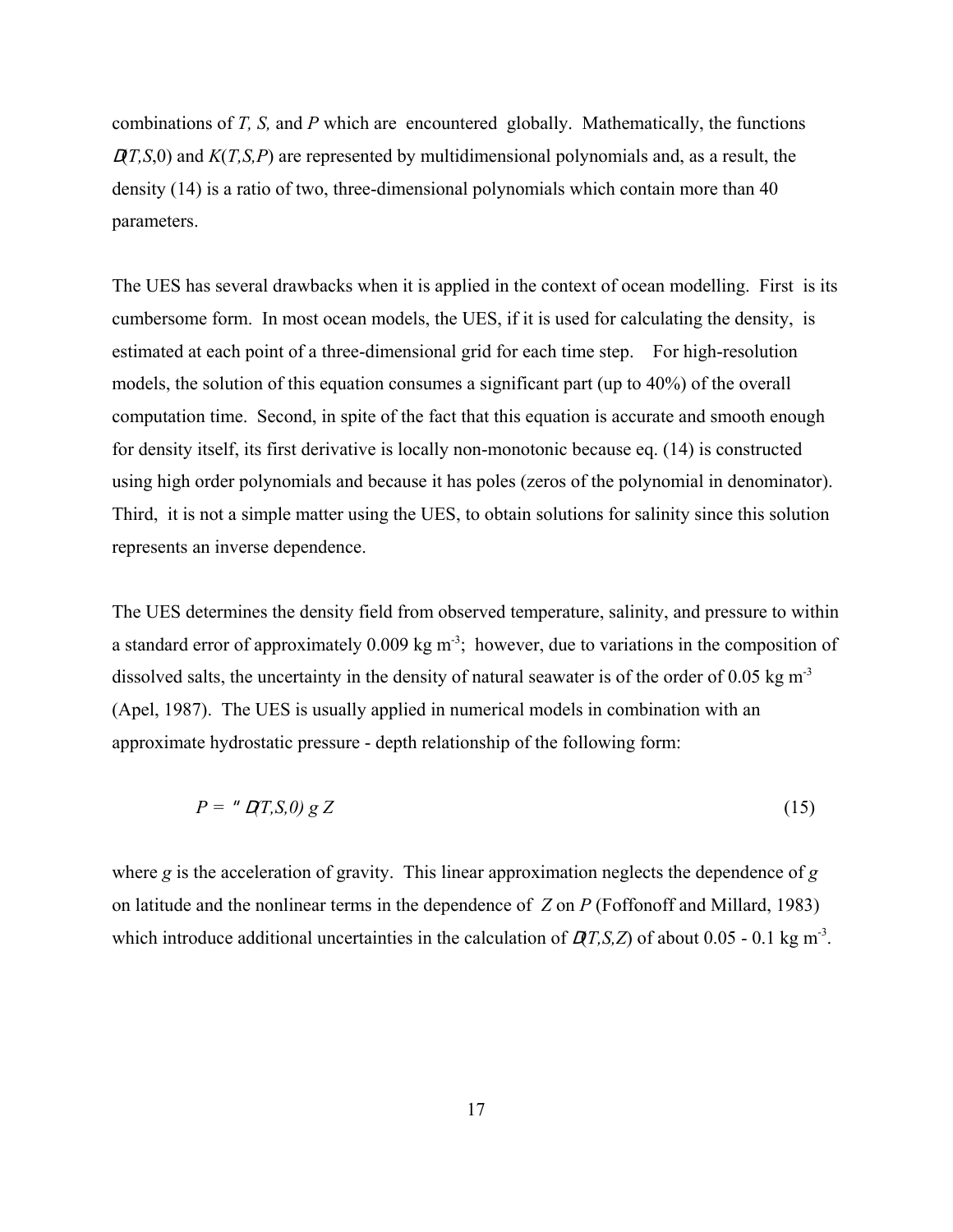combinations of $T$, $S$, and $P$ which are encountered globally. Mathematically, the functions $\rho(T,S,0)$ and $K(T,S,P)$ are represented by multidimensional polynomials and, as a result, the density (14) is a ratio of two, three-dimensional polynomials which contain more than 40 parameters.

The UES has several drawbacks when it is applied in the context of ocean modelling. First is its cumbersome form. In most ocean models, the UES, if it is used for calculating the density, is estimated at each point of a three-dimensional grid for each time step. For high-resolution models, the solution of this equation consumes a significant part (up to 40%) of the overall computation time. Second, in spite of the fact that this equation is accurate and smooth enough for density itself, its first derivative is locally non-monotonic because eq. (14) is constructed using high order polynomials and because it has poles (zeros of the polynomial in denominator). Third, it is not a simple matter using the UES, to obtain solutions for salinity since this solution represents an inverse dependence.

The UES determines the density field from observed temperature, salinity, and pressure to within a standard error of approximately 0.009 kg m$^{-3}$; however, due to variations in the composition of dissolved salts, the uncertainty in the density of natural seawater is of the order of 0.05 kg m$^{-3}$ (Apel, 1987). The UES is usually applied in numerical models in combination with an approximate hydrostatic pressure - depth relationship of the following form:

$$P = -\rho(T,S,0)\, g\, Z \qquad (15)$$

where $g$ is the acceleration of gravity. This linear approximation neglects the dependence of $g$ on latitude and the nonlinear terms in the dependence of $Z$ on $P$ (Foffonoff and Millard, 1983) which introduce additional uncertainties in the calculation of $\rho(T,S,Z)$ of about 0.05 - 0.1 kg m$^{-3}$.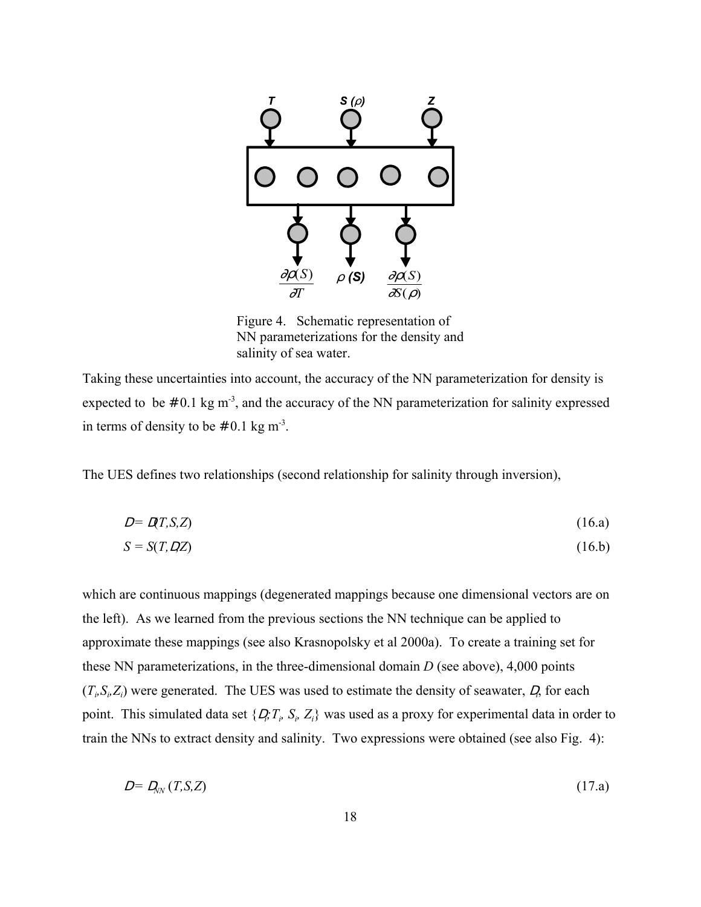Figure 4. Schematic representation of NN parameterizations for the density and salinity of sea water.

Taking these uncertainties into account, the accuracy of the NN parameterization for density is expected to be $\pm 0.1$ kg m$^{-3}$, and the accuracy of the NN parameterization for salinity expressed in terms of density to be $\pm 0.1$ kg m$^{-3}$.

The UES defines two relationships (second relationship for salinity through inversion),

$$\rho = \rho(T,S,Z) \tag{16.a}$$

$$S = S(T,\rho,Z) \tag{16.b}$$

which are continuous mappings (degenerated mappings because one dimensional vectors are on the left). As we learned from the previous sections the NN technique can be applied to approximate these mappings (see also Krasnopolsky et al 2000a). To create a training set for these NN parameterizations, in the three-dimensional domain *D* (see above), 4,000 points $(T_i,S_i,Z_i)$ were generated. The UES was used to estimate the density of seawater, $\rho_i$, for each point. This simulated data set $\{\rho_i;T_i, S_i, Z_i\}$ was used as a proxy for experimental data in order to train the NNs to extract density and salinity. Two expressions were obtained (see also Fig. 4):

$$\rho = \rho_{NN}(T,S,Z) \tag{17.a}$$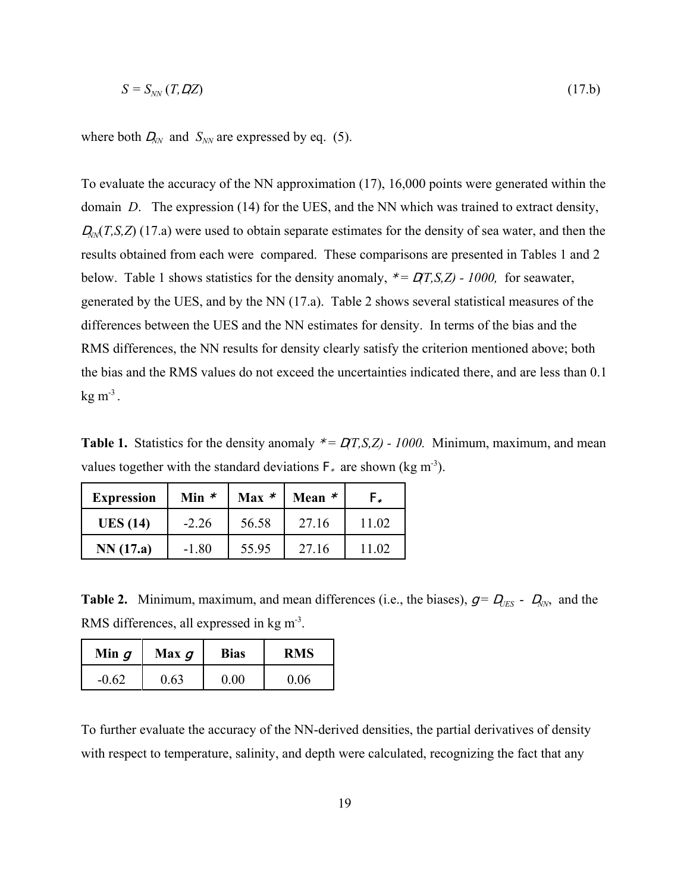$$S = S_{NN}(T, \rho, Z) \tag{17.b}$$

where both $\rho_{NN}$ and $S_{NN}$ are expressed by eq. (5).

To evaluate the accuracy of the NN approximation (17), 16,000 points were generated within the domain *D*. The expression (14) for the UES, and the NN which was trained to extract density, $\rho_{NN}(T,S,Z)$ (17.a) were used to obtain separate estimates for the density of sea water, and then the results obtained from each were compared. These comparisons are presented in Tables 1 and 2 below. Table 1 shows statistics for the density anomaly, $\sigma = \rho(T,S,Z) - 1000$, for seawater, generated by the UES, and by the NN (17.a). Table 2 shows several statistical measures of the differences between the UES and the NN estimates for density. In terms of the bias and the RMS differences, the NN results for density clearly satisfy the criterion mentioned above; both the bias and the RMS values do not exceed the uncertainties indicated there, and are less than 0.1 kg m$^{-3}$.

**Table 1.** Statistics for the density anomaly $\sigma = \rho(T,S,Z) - 1000$. Minimum, maximum, and mean values together with the standard deviations $\Sigma_\sigma$ are shown (kg m$^{-3}$).

| Expression | Min $\sigma$ | Max $\sigma$ | Mean $\sigma$ | $\Sigma_\sigma$ |
|---|---|---|---|---|
| **UES (14)** | -2.26 | 56.58 | 27.16 | 11.02 |
| **NN (17.a)** | -1.80 | 55.95 | 27.16 | 11.02 |

**Table 2.** Minimum, maximum, and mean differences (i.e., the biases), $\delta = \rho_{UES} - \rho_{NN}$, and the RMS differences, all expressed in kg m$^{-3}$.

| Min $\delta$ | Max $\delta$ | Bias | RMS |
|---|---|---|---|
| -0.62 | 0.63 | 0.00 | 0.06 |

To further evaluate the accuracy of the NN-derived densities, the partial derivatives of density with respect to temperature, salinity, and depth were calculated, recognizing the fact that any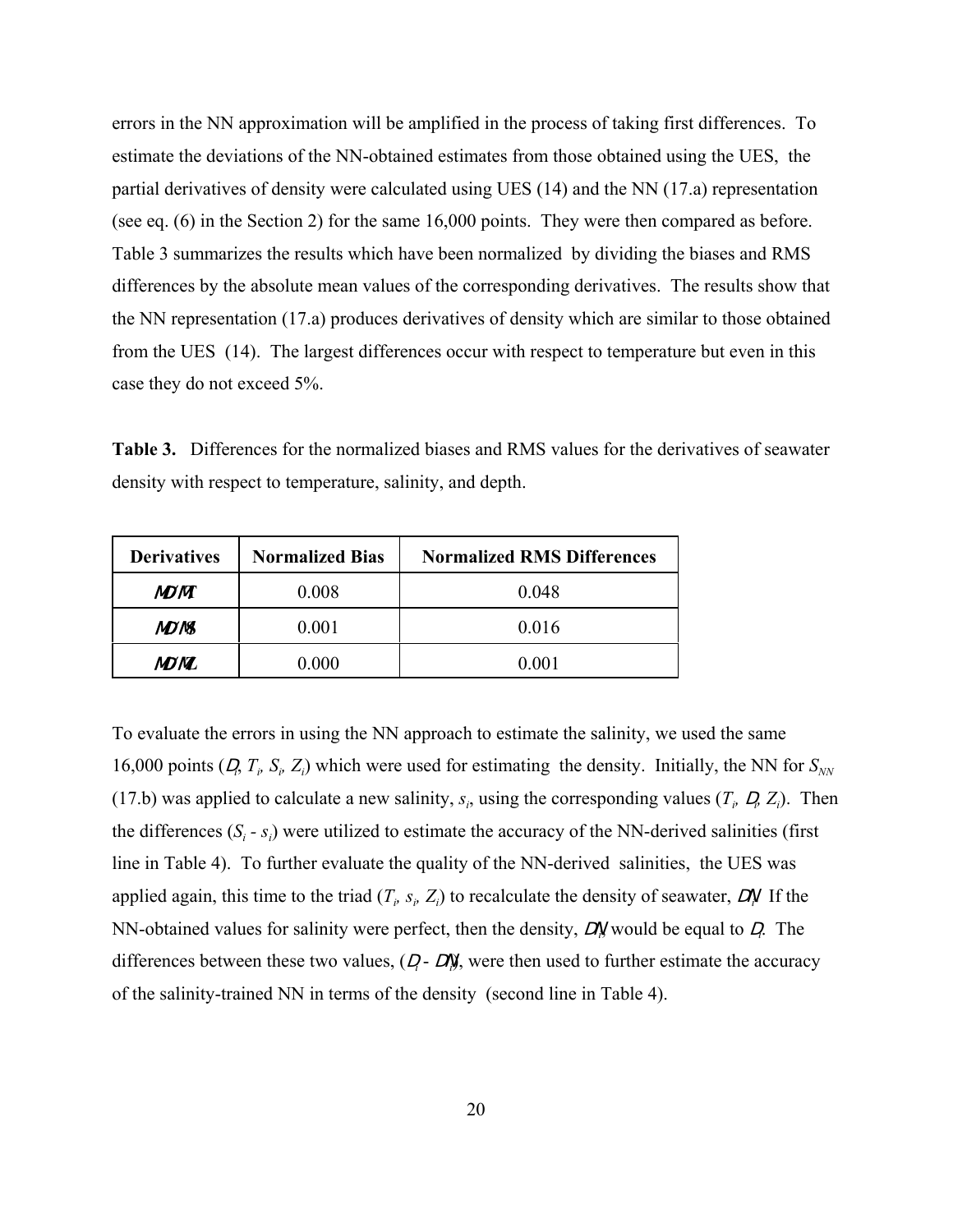errors in the NN approximation will be amplified in the process of taking first differences. To estimate the deviations of the NN-obtained estimates from those obtained using the UES, the partial derivatives of density were calculated using UES (14) and the NN (17.a) representation (see eq. (6) in the Section 2) for the same 16,000 points. They were then compared as before. Table 3 summarizes the results which have been normalized by dividing the biases and RMS differences by the absolute mean values of the corresponding derivatives. The results show that the NN representation (17.a) produces derivatives of density which are similar to those obtained from the UES (14). The largest differences occur with respect to temperature but even in this case they do not exceed 5%.

**Table 3.** Differences for the normalized biases and RMS values for the derivatives of seawater density with respect to temperature, salinity, and depth.

| Derivatives | Normalized Bias | Normalized RMS Differences |
|---|---|---|
| $\partial\rho/\partial T$ | 0.008 | 0.048 |
| $\partial\rho/\partial S$ | 0.001 | 0.016 |
| $\partial\rho/\partial Z$ | 0.000 | 0.001 |

To evaluate the errors in using the NN approach to estimate the salinity, we used the same 16,000 points ($\rho_i$, $T_i$, $S_i$, $Z_i$) which were used for estimating the density. Initially, the NN for $S_{NN}$ (17.b) was applied to calculate a new salinity, $s_i$, using the corresponding values ($T_i$, $\rho_i$, $Z_i$). Then the differences ($S_i$ - $s_i$) were utilized to estimate the accuracy of the NN-derived salinities (first line in Table 4). To further evaluate the quality of the NN-derived salinities, the UES was applied again, this time to the triad ($T_i$, $s_i$, $Z_i$) to recalculate the density of seawater, $\rho'_i$. If the NN-obtained values for salinity were perfect, then the density, $\rho'_i$ would be equal to $\rho_i$. The differences between these two values, ($\rho_i$ - $\rho'_i$), were then used to further estimate the accuracy of the salinity-trained NN in terms of the density (second line in Table 4).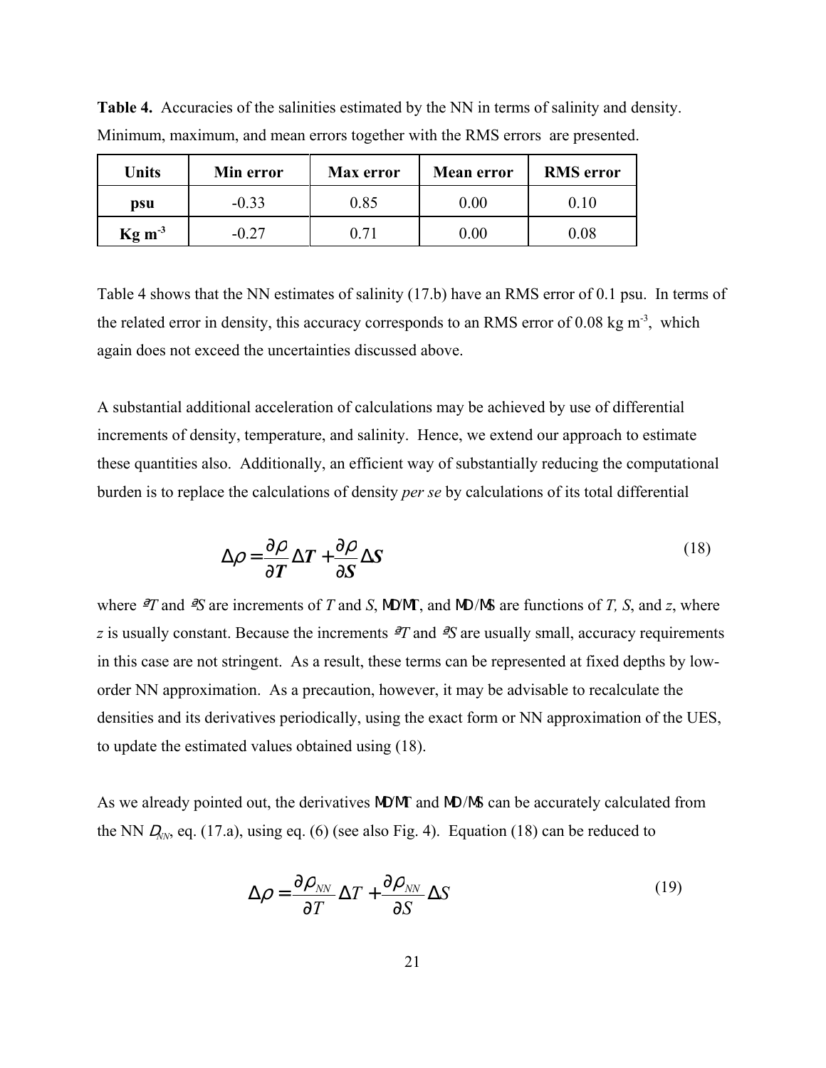**Table 4.** Accuracies of the salinities estimated by the NN in terms of salinity and density. Minimum, maximum, and mean errors together with the RMS errors are presented.

| Units | Min error | Max error | Mean error | RMS error |
|---|---|---|---|---|
| psu | -0.33 | 0.85 | 0.00 | 0.10 |
| Kg m$^{-3}$ | -0.27 | 0.71 | 0.00 | 0.08 |

Table 4 shows that the NN estimates of salinity (17.b) have an RMS error of 0.1 psu. In terms of the related error in density, this accuracy corresponds to an RMS error of 0.08 kg m$^{-3}$, which again does not exceed the uncertainties discussed above.

A substantial additional acceleration of calculations may be achieved by use of differential increments of density, temperature, and salinity. Hence, we extend our approach to estimate these quantities also. Additionally, an efficient way of substantially reducing the computational burden is to replace the calculations of density *per se* by calculations of its total differential

$$\Delta\rho = \frac{\partial\rho}{\partial T}\Delta T + \frac{\partial\rho}{\partial S}\Delta S \tag{18}$$

where $\Delta T$ and $\Delta S$ are increments of $T$ and $S$, $\partial\rho/\partial T$, and $\partial\rho/\partial S$ are functions of $T$, $S$, and $z$, where $z$ is usually constant. Because the increments $\Delta T$ and $\Delta S$ are usually small, accuracy requirements in this case are not stringent. As a result, these terms can be represented at fixed depths by low-order NN approximation. As a precaution, however, it may be advisable to recalculate the densities and its derivatives periodically, using the exact form or NN approximation of the UES, to update the estimated values obtained using (18).

As we already pointed out, the derivatives $\partial\rho/\partial T$ and $\partial\rho/\partial S$ can be accurately calculated from the NN $\rho_{NN}$, eq. (17.a), using eq. (6) (see also Fig. 4). Equation (18) can be reduced to

$$\Delta\rho = \frac{\partial\rho_{NN}}{\partial T}\Delta T + \frac{\partial\rho_{NN}}{\partial S}\Delta S \tag{19}$$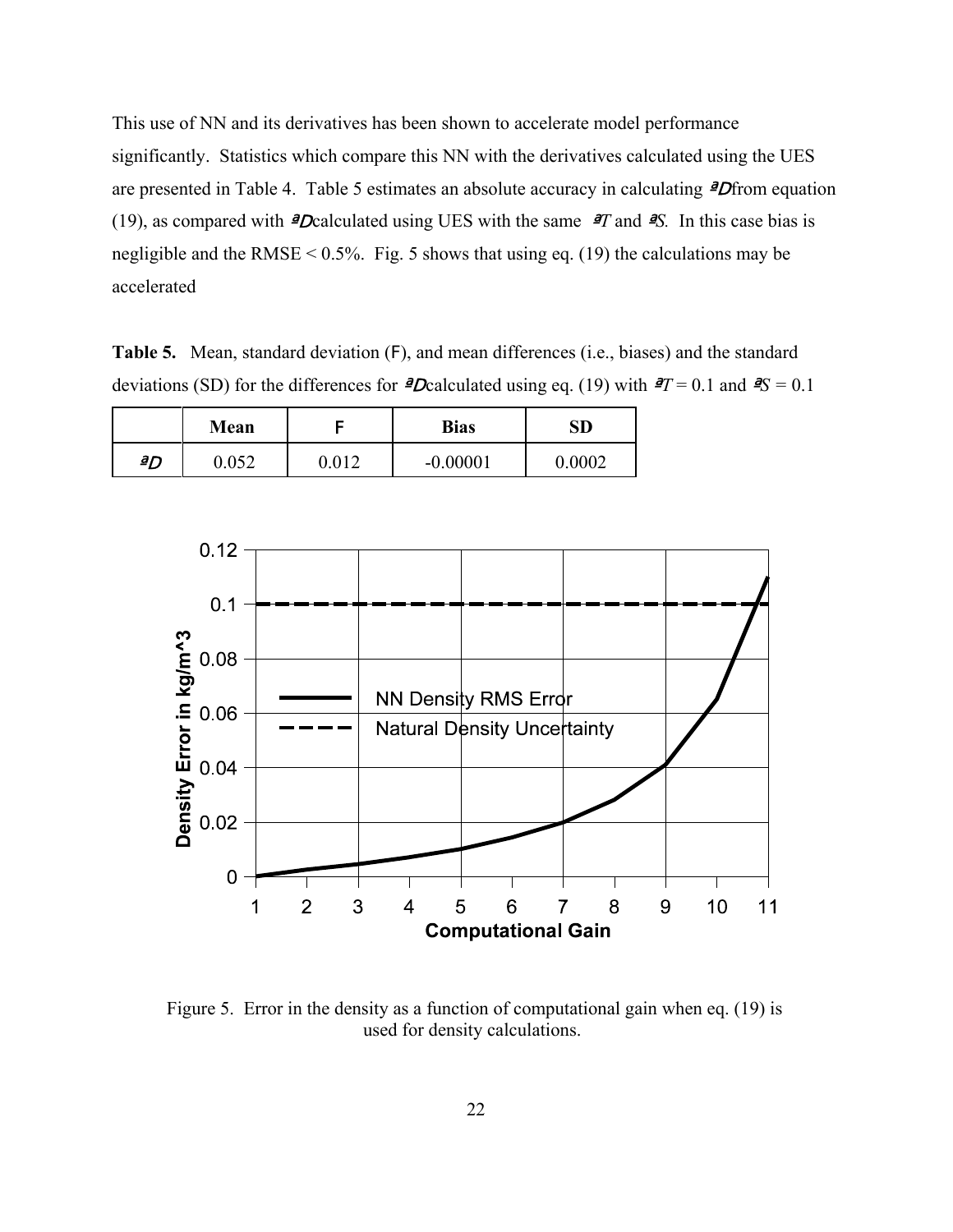This use of NN and its derivatives has been shown to accelerate model performance significantly. Statistics which compare this NN with the derivatives calculated using the UES are presented in Table 4. Table 5 estimates an absolute accuracy in calculating $\Delta D$ from equation (19), as compared with $\Delta D$ calculated using UES with the same $\Delta T$ and $\Delta S$. In this case bias is negligible and the RMSE < 0.5%. Fig. 5 shows that using eq. (19) the calculations may be accelerated

**Table 5.** Mean, standard deviation ($\sigma$), and mean differences (i.e., biases) and the standard deviations (SD) for the differences for $\Delta D$ calculated using eq. (19) with $\Delta T$ = 0.1 and $\Delta S$ = 0.1

| | Mean | $\sigma$ | Bias | SD |
|---|---|---|---|---|
| $\Delta D$ | 0.052 | 0.012 | -0.00001 | 0.0002 |

Figure 5. Error in the density as a function of computational gain when eq. (19) is used for density calculations.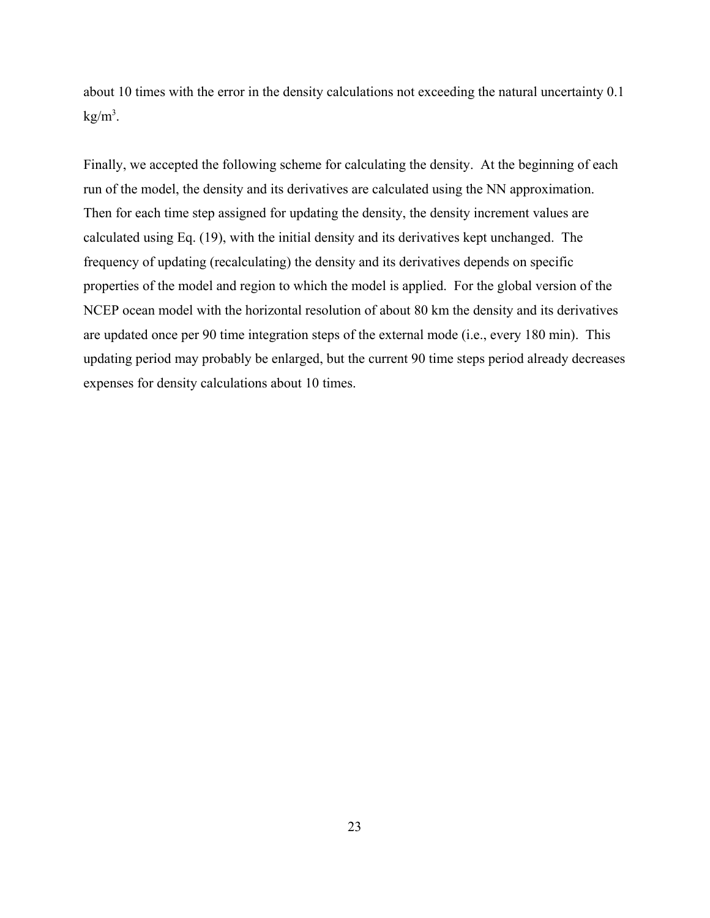about 10 times with the error in the density calculations not exceeding the natural uncertainty 0.1 kg/m$^3$.

Finally, we accepted the following scheme for calculating the density. At the beginning of each run of the model, the density and its derivatives are calculated using the NN approximation. Then for each time step assigned for updating the density, the density increment values are calculated using Eq. (19), with the initial density and its derivatives kept unchanged. The frequency of updating (recalculating) the density and its derivatives depends on specific properties of the model and region to which the model is applied. For the global version of the NCEP ocean model with the horizontal resolution of about 80 km the density and its derivatives are updated once per 90 time integration steps of the external mode (i.e., every 180 min). This updating period may probably be enlarged, but the current 90 time steps period already decreases expenses for density calculations about 10 times.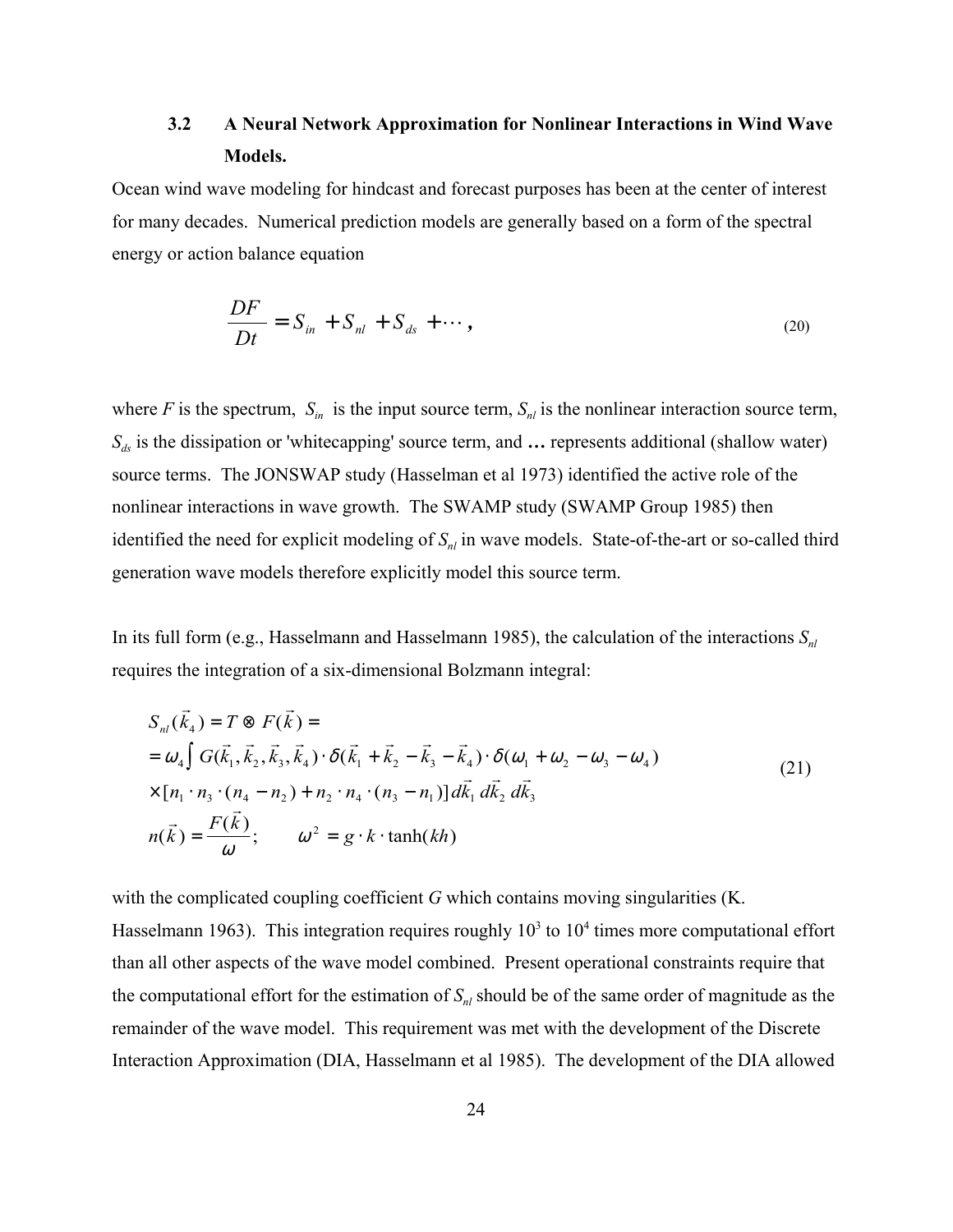### 3.2 A Neural Network Approximation for Nonlinear Interactions in Wind Wave Models.

Ocean wind wave modeling for hindcast and forecast purposes has been at the center of interest for many decades. Numerical prediction models are generally based on a form of the spectral energy or action balance equation

$$\frac{DF}{Dt} = S_{in} + S_{nl} + S_{ds} + \cdots, \tag{20}$$

where $F$ is the spectrum, $S_{in}$ is the input source term, $S_{nl}$ is the nonlinear interaction source term, $S_{ds}$ is the dissipation or 'whitecapping' source term, and **…** represents additional (shallow water) source terms. The JONSWAP study (Hasselman et al 1973) identified the active role of the nonlinear interactions in wave growth. The SWAMP study (SWAMP Group 1985) then identified the need for explicit modeling of $S_{nl}$ in wave models. State-of-the-art or so-called third generation wave models therefore explicitly model this source term.

In its full form (e.g., Hasselmann and Hasselmann 1985), the calculation of the interactions $S_{nl}$ requires the integration of a six-dimensional Bolzmann integral:

$$\begin{aligned}
& S_{nl}(\vec{k}_4) = T \otimes F(\vec{k}) = \\
& = \omega_4 \int G(\vec{k}_1, \vec{k}_2, \vec{k}_3, \vec{k}_4) \cdot \delta(\vec{k}_1 + \vec{k}_2 - \vec{k}_3 - \vec{k}_4) \cdot \delta(\omega_1 + \omega_2 - \omega_3 - \omega_4) \\
& \times [n_1 \cdot n_3 \cdot (n_4 - n_2) + n_2 \cdot n_4 \cdot (n_3 - n_1)] \, d\vec{k}_1 \, d\vec{k}_2 \, d\vec{k}_3 \\
& n(\vec{k}) = \frac{F(\vec{k})}{\omega}; \qquad \omega^2 = g \cdot k \cdot \tanh(kh)
\end{aligned} \tag{21}$$

with the complicated coupling coefficient $G$ which contains moving singularities (K. Hasselmann 1963). This integration requires roughly $10^3$ to $10^4$ times more computational effort than all other aspects of the wave model combined. Present operational constraints require that the computational effort for the estimation of $S_{nl}$ should be of the same order of magnitude as the remainder of the wave model. This requirement was met with the development of the Discrete Interaction Approximation (DIA, Hasselmann et al 1985). The development of the DIA allowed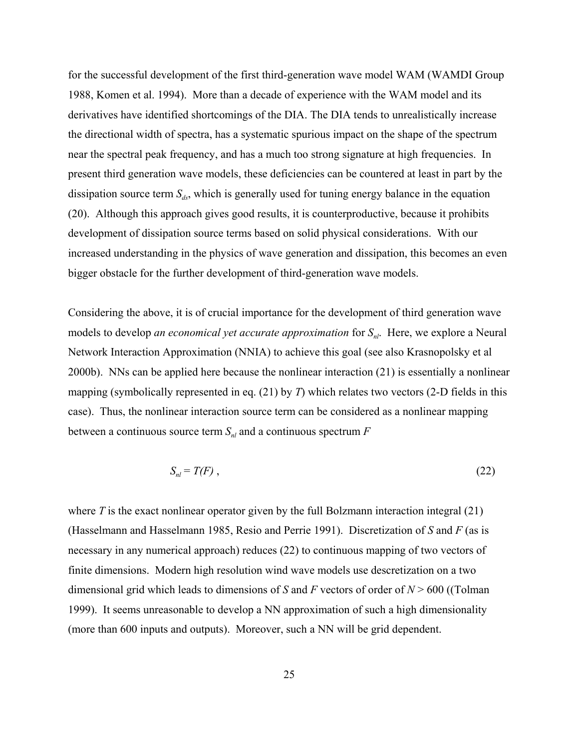for the successful development of the first third-generation wave model WAM (WAMDI Group 1988, Komen et al. 1994). More than a decade of experience with the WAM model and its derivatives have identified shortcomings of the DIA. The DIA tends to unrealistically increase the directional width of spectra, has a systematic spurious impact on the shape of the spectrum near the spectral peak frequency, and has a much too strong signature at high frequencies. In present third generation wave models, these deficiencies can be countered at least in part by the dissipation source term $S_{ds}$, which is generally used for tuning energy balance in the equation (20). Although this approach gives good results, it is counterproductive, because it prohibits development of dissipation source terms based on solid physical considerations. With our increased understanding in the physics of wave generation and dissipation, this becomes an even bigger obstacle for the further development of third-generation wave models.

Considering the above, it is of crucial importance for the development of third generation wave models to develop *an economical yet accurate approximation* for $S_{nl}$. Here, we explore a Neural Network Interaction Approximation (NNIA) to achieve this goal (see also Krasnopolsky et al 2000b). NNs can be applied here because the nonlinear interaction (21) is essentially a nonlinear mapping (symbolically represented in eq. (21) by $T$) which relates two vectors (2-D fields in this case). Thus, the nonlinear interaction source term can be considered as a nonlinear mapping between a continuous source term $S_{nl}$ and a continuous spectrum $F$

$$S_{nl} = T(F) \,, \tag{22}$$

where $T$ is the exact nonlinear operator given by the full Bolzmann interaction integral (21) (Hasselmann and Hasselmann 1985, Resio and Perrie 1991). Discretization of $S$ and $F$ (as is necessary in any numerical approach) reduces (22) to continuous mapping of two vectors of finite dimensions. Modern high resolution wind wave models use descretization on a two dimensional grid which leads to dimensions of $S$ and $F$ vectors of order of $N > 600$ ((Tolman 1999). It seems unreasonable to develop a NN approximation of such a high dimensionality (more than 600 inputs and outputs). Moreover, such a NN will be grid dependent.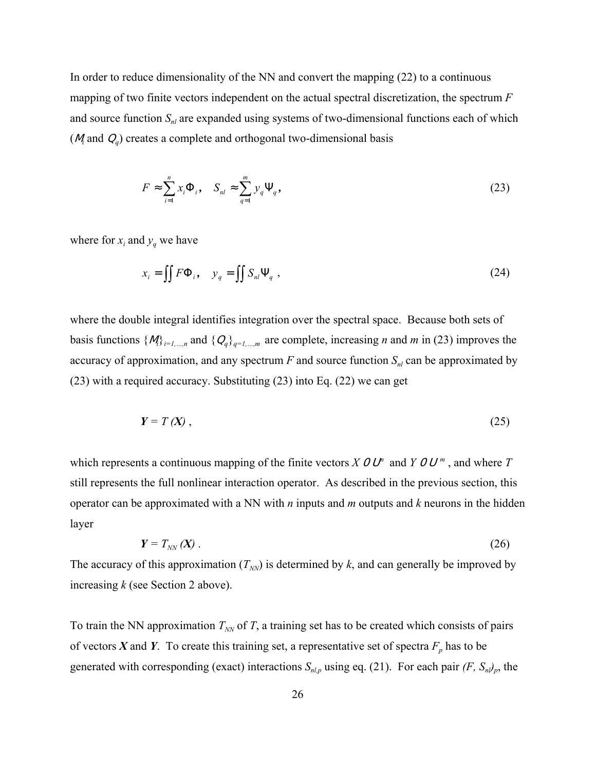In order to reduce dimensionality of the NN and convert the mapping (22) to a continuous mapping of two finite vectors independent on the actual spectral discretization, the spectrum $F$ and source function $S_{nl}$ are expanded using systems of two-dimensional functions each of which ($\Phi_i$ and $\Psi_q$) creates a complete and orthogonal two-dimensional basis

$$F \approx \sum_{i=1}^{n} x_i \Phi_i, \quad S_{nl} \approx \sum_{q=1}^{m} y_q \Psi_q, \tag{23}$$

where for $x_i$ and $y_q$ we have

$$x_i = \iint F \Phi_i, \quad y_q = \iint S_{nl} \Psi_q , \tag{24}$$

where the double integral identifies integration over the spectral space. Because both sets of basis functions $\{\Phi_i\}_{i=1,\ldots,n}$ and $\{\Psi_q\}_{q=1,\ldots,m}$ are complete, increasing $n$ and $m$ in (23) improves the accuracy of approximation, and any spectrum $F$ and source function $S_{nl}$ can be approximated by (23) with a required accuracy. Substituting (23) into Eq. (22) we can get

$$\boldsymbol{Y} = T(\boldsymbol{X}) , \tag{25}$$

which represents a continuous mapping of the finite vectors $X \in \Re^n$ and $Y \in \Re^m$, and where $T$ still represents the full nonlinear interaction operator. As described in the previous section, this operator can be approximated with a NN with $n$ inputs and $m$ outputs and $k$ neurons in the hidden layer

$$\boldsymbol{Y} = T_{NN}(\boldsymbol{X}) . \tag{26}$$

The accuracy of this approximation ($T_{NN}$) is determined by $k$, and can generally be improved by increasing $k$ (see Section 2 above).

To train the NN approximation $T_{NN}$ of $T$, a training set has to be created which consists of pairs of vectors $\boldsymbol{X}$ and $\boldsymbol{Y}$. To create this training set, a representative set of spectra $F_p$ has to be generated with corresponding (exact) interactions $S_{nl,p}$ using eq. (21). For each pair $(F, S_{nl})_p$, the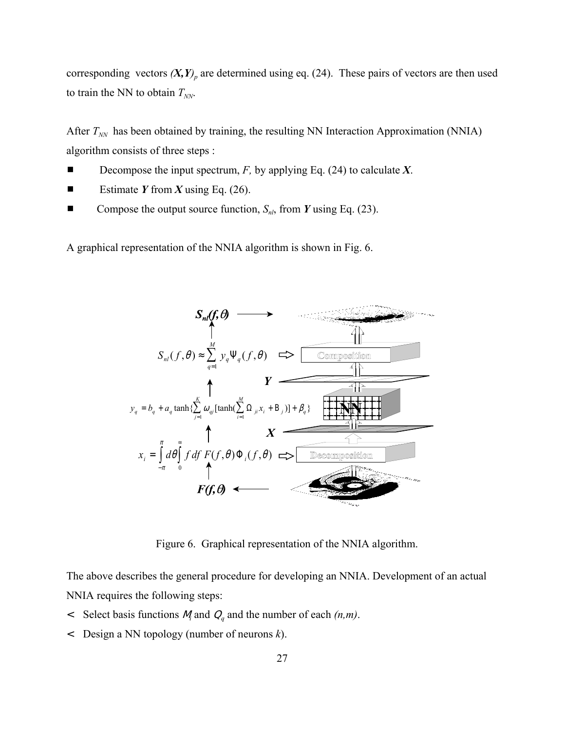corresponding vectors $(\boldsymbol{X},\boldsymbol{Y})_p$ are determined using eq. (24). These pairs of vectors are then used to train the NN to obtain $T_{NN}$.

After $T_{NN}$ has been obtained by training, the resulting NN Interaction Approximation (NNIA) algorithm consists of three steps :

- Decompose the input spectrum, $F$, by applying Eq. (24) to calculate $\boldsymbol{X}$.
- Estimate $\boldsymbol{Y}$ from $\boldsymbol{X}$ using Eq. (26).
- Compose the output source function, $S_{nl}$, from $\boldsymbol{Y}$ using Eq. (23).

A graphical representation of the NNIA algorithm is shown in Fig. 6.

$$S_{nl}(f,\theta)$$

$$S_{nl}(f,\theta) \approx \sum_{q=1}^{M} y_q \Psi_q(f,\theta)$$

Composition

$\boldsymbol{Y}$

$$y_q = b_q + a_q \tanh\{\sum_{j=1}^{K} \omega_{qj} [\tanh(\sum_{i=1}^{M} \Omega_{ji} x_i + \mathrm{B}_j)] + \beta_q\}$$

NN

$\boldsymbol{X}$

$$x_i = \int_{-\pi}^{\pi} d\theta \int_{0}^{\infty} f\,df\; F(f,\theta)\Phi_i(f,\theta)$$

Decomposition

$$F(f,\theta)$$

Figure 6. Graphical representation of the NNIA algorithm.

The above describes the general procedure for developing an NNIA. Development of an actual NNIA requires the following steps:

- Select basis functions $M_i$ and $Q_q$ and the number of each $(n,m)$.
- Design a NN topology (number of neurons $k$).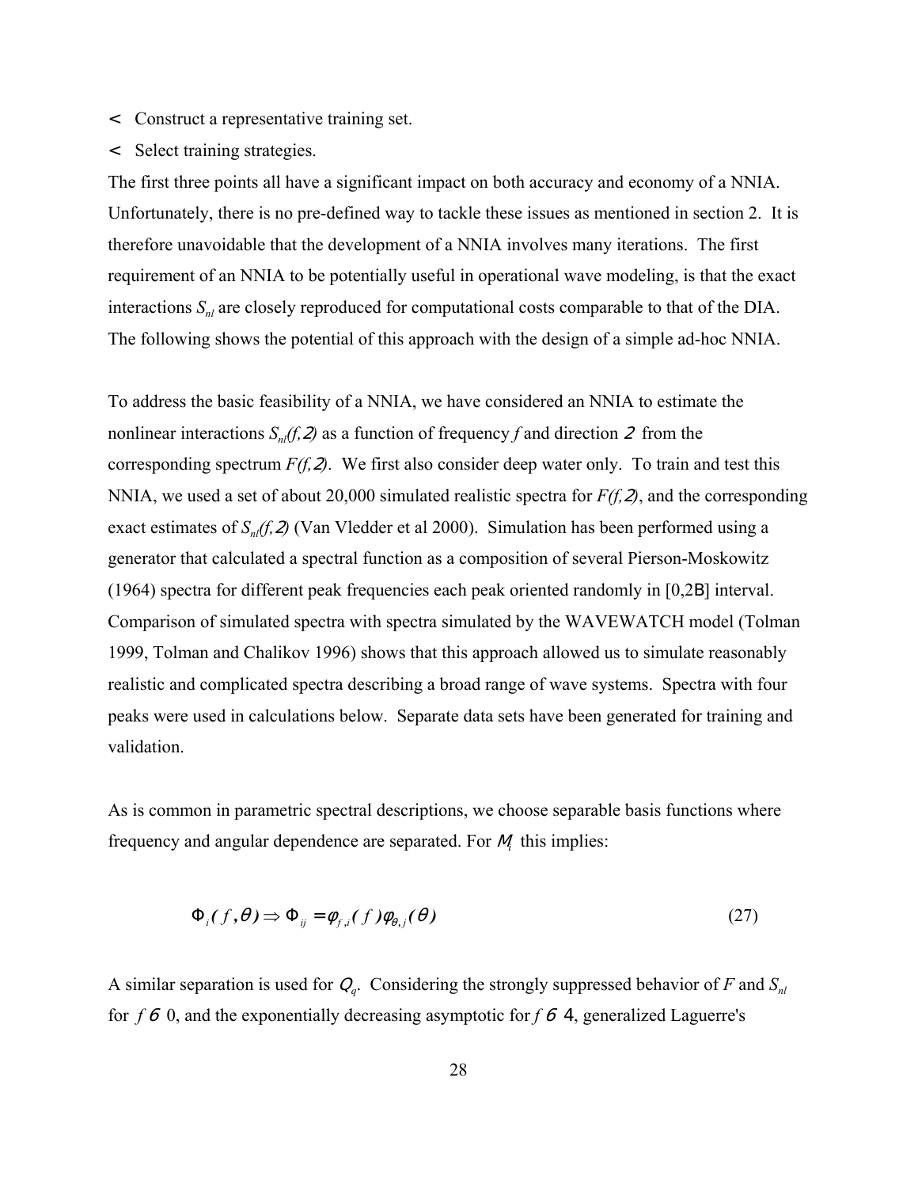- Construct a representative training set.
- Select training strategies.

The first three points all have a significant impact on both accuracy and economy of a NNIA. Unfortunately, there is no pre-defined way to tackle these issues as mentioned in section 2. It is therefore unavoidable that the development of a NNIA involves many iterations. The first requirement of an NNIA to be potentially useful in operational wave modeling, is that the exact interactions $S_{nl}$ are closely reproduced for computational costs comparable to that of the DIA. The following shows the potential of this approach with the design of a simple ad-hoc NNIA.

To address the basic feasibility of a NNIA, we have considered an NNIA to estimate the nonlinear interactions $S_{nl}(f,\theta)$ as a function of frequency $f$ and direction $\theta$ from the corresponding spectrum $F(f,\theta)$. We first also consider deep water only. To train and test this NNIA, we used a set of about 20,000 simulated realistic spectra for $F(f,\theta)$, and the corresponding exact estimates of $S_{nl}(f,\theta)$ (Van Vledder et al 2000). Simulation has been performed using a generator that calculated a spectral function as a composition of several Pierson-Moskowitz (1964) spectra for different peak frequencies each peak oriented randomly in $[0,2\pi]$ interval. Comparison of simulated spectra with spectra simulated by the WAVEWATCH model (Tolman 1999, Tolman and Chalikov 1996) shows that this approach allowed us to simulate reasonably realistic and complicated spectra describing a broad range of wave systems. Spectra with four peaks were used in calculations below. Separate data sets have been generated for training and validation.

As is common in parametric spectral descriptions, we choose separable basis functions where frequency and angular dependence are separated. For $\Phi_i$ this implies:

$$\Phi_i(f,\theta) \Rightarrow \Phi_{ij} = \varphi_{f,i}(f)\varphi_{\theta,j}(\theta) \tag{27}$$

A similar separation is used for $Q_q$. Considering the strongly suppressed behavior of $F$ and $S_{nl}$ for $f \to 0$, and the exponentially decreasing asymptotic for $f \to \infty$, generalized Laguerre's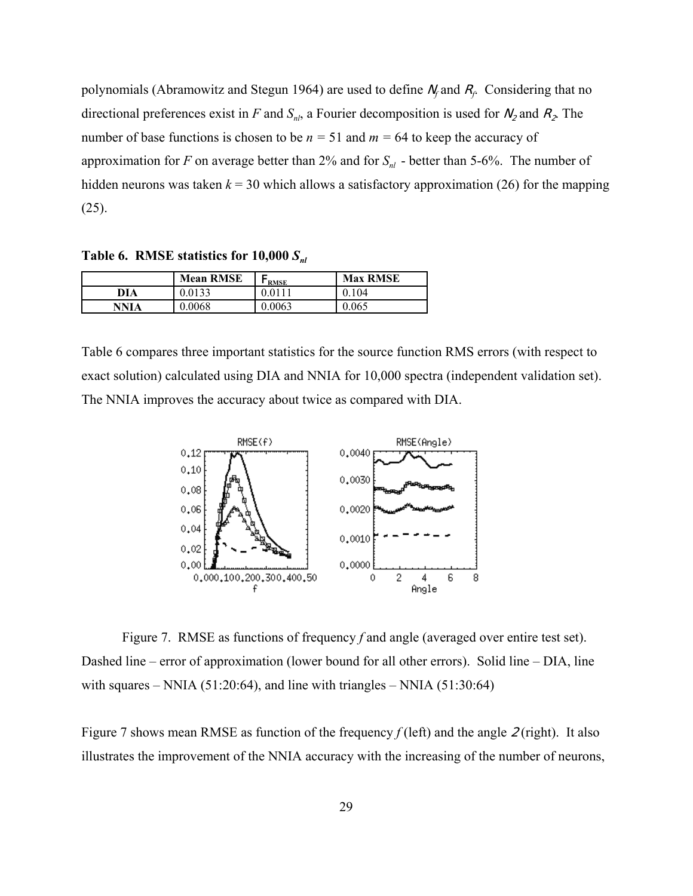polynomials (Abramowitz and Stegun 1964) are used to define $N_f$ and $R_f$. Considering that no directional preferences exist in $F$ and $S_{nl}$, a Fourier decomposition is used for $N_2$ and $R_2$. The number of base functions is chosen to be $n = 51$ and $m = 64$ to keep the accuracy of approximation for $F$ on average better than 2% and for $S_{nl}$ - better than 5-6%. The number of hidden neurons was taken $k = 30$ which allows a satisfactory approximation (26) for the mapping (25).

**Table 6. RMSE statistics for 10,000 $S_{nl}$**

| | Mean RMSE | $F_{RMSE}$ | Max RMSE |
|---|---|---|---|
| **DIA** | 0.0133 | 0.0111 | 0.104 |
| **NNIA** | 0.0068 | 0.0063 | 0.065 |

Table 6 compares three important statistics for the source function RMS errors (with respect to exact solution) calculated using DIA and NNIA for 10,000 spectra (independent validation set). The NNIA improves the accuracy about twice as compared with DIA.

Figure 7. RMSE as functions of frequency $f$ and angle (averaged over entire test set). Dashed line – error of approximation (lower bound for all other errors). Solid line – DIA, line with squares – NNIA (51:20:64), and line with triangles – NNIA (51:30:64)

Figure 7 shows mean RMSE as function of the frequency $f$ (left) and the angle $\theta$ (right). It also illustrates the improvement of the NNIA accuracy with the increasing of the number of neurons,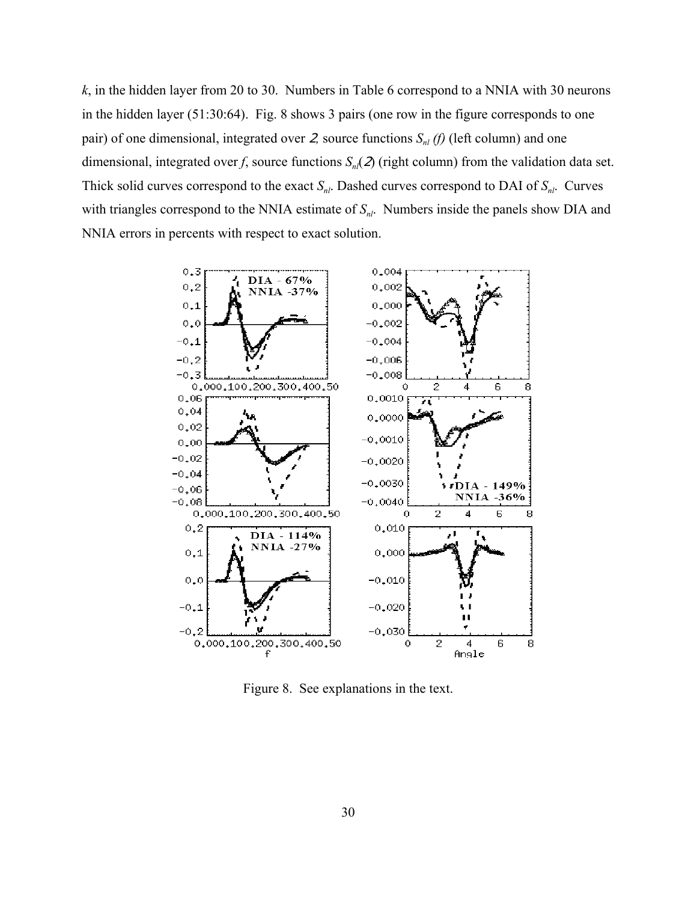$k$, in the hidden layer from 20 to 30. Numbers in Table 6 correspond to a NNIA with 30 neurons in the hidden layer (51:30:64). Fig. 8 shows 3 pairs (one row in the figure corresponds to one pair) of one dimensional, integrated over $\theta$, source functions $S_{nl}(f)$ (left column) and one dimensional, integrated over $f$, source functions $S_{nl}(\theta)$ (right column) from the validation data set. Thick solid curves correspond to the exact $S_{nl}$. Dashed curves correspond to DAI of $S_{nl}$. Curves with triangles correspond to the NNIA estimate of $S_{nl}$. Numbers inside the panels show DIA and NNIA errors in percents with respect to exact solution.

Figure 8. See explanations in the text.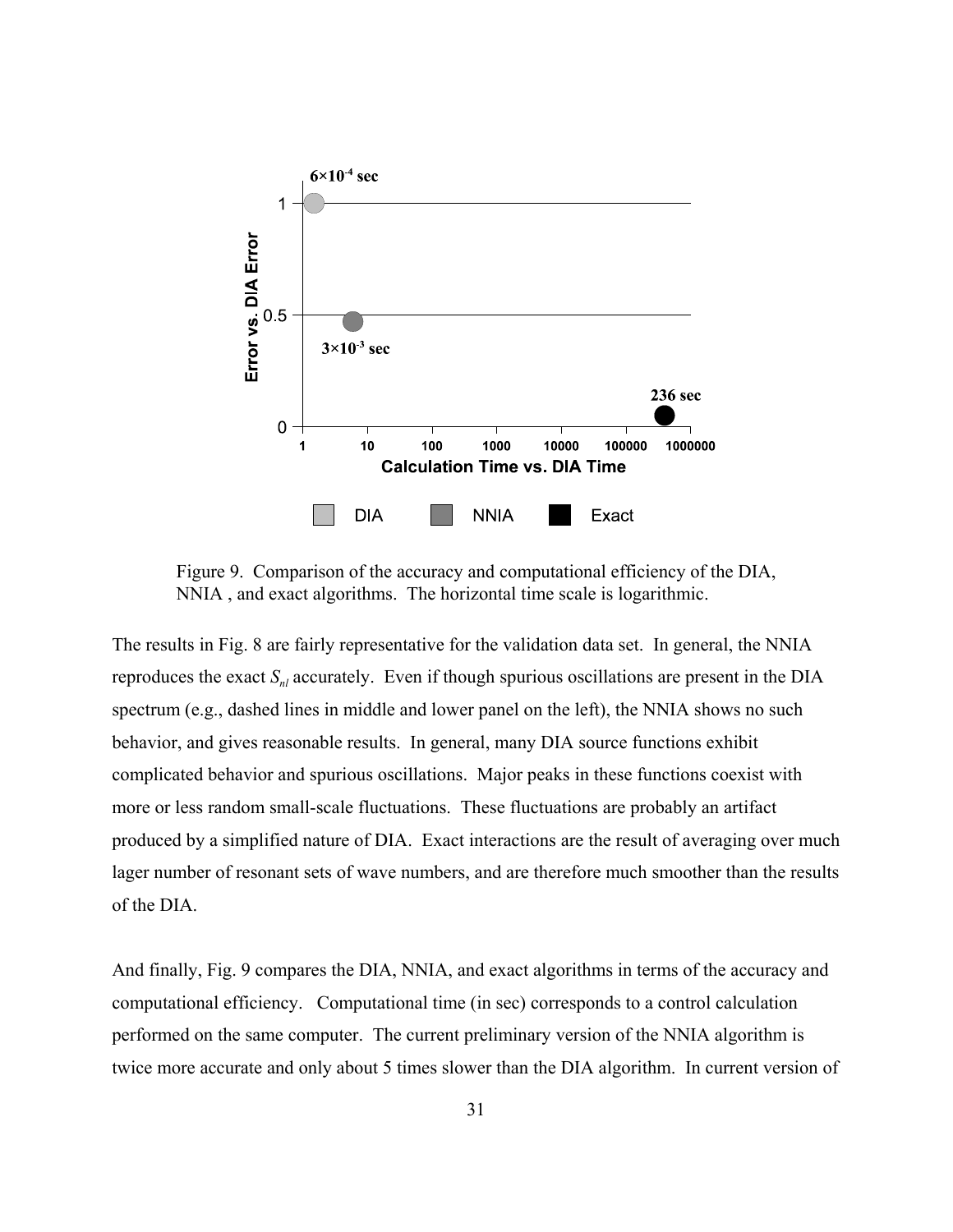Figure 9. Comparison of the accuracy and computational efficiency of the DIA, NNIA , and exact algorithms. The horizontal time scale is logarithmic.

The results in Fig. 8 are fairly representative for the validation data set. In general, the NNIA reproduces the exact $S_{nl}$ accurately. Even if though spurious oscillations are present in the DIA spectrum (e.g., dashed lines in middle and lower panel on the left), the NNIA shows no such behavior, and gives reasonable results. In general, many DIA source functions exhibit complicated behavior and spurious oscillations. Major peaks in these functions coexist with more or less random small-scale fluctuations. These fluctuations are probably an artifact produced by a simplified nature of DIA. Exact interactions are the result of averaging over much lager number of resonant sets of wave numbers, and are therefore much smoother than the results of the DIA.

And finally, Fig. 9 compares the DIA, NNIA, and exact algorithms in terms of the accuracy and computational efficiency. Computational time (in sec) corresponds to a control calculation performed on the same computer. The current preliminary version of the NNIA algorithm is twice more accurate and only about 5 times slower than the DIA algorithm. In current version of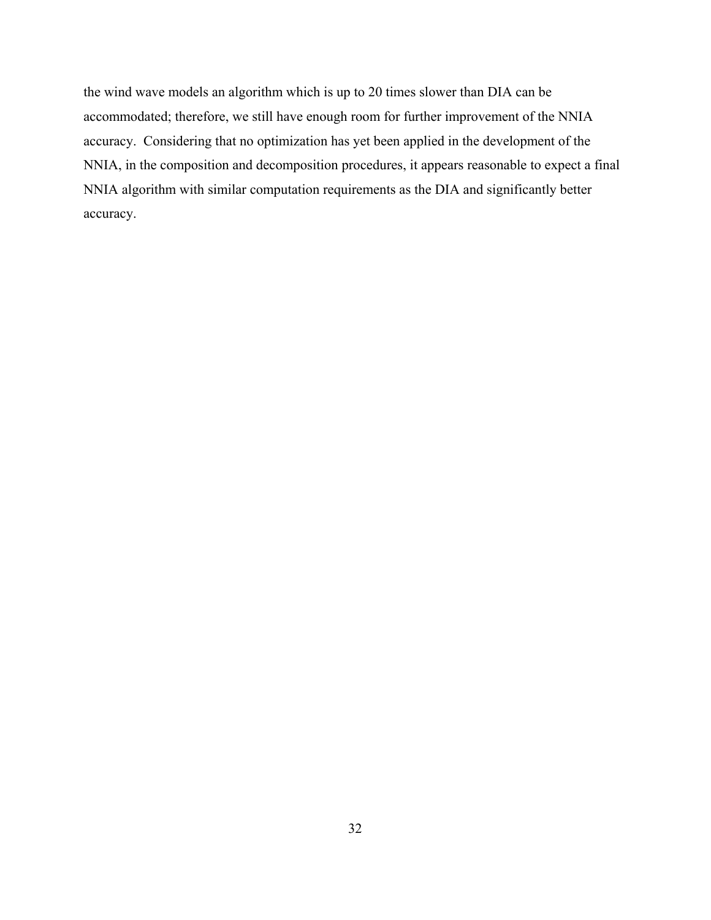the wind wave models an algorithm which is up to 20 times slower than DIA can be accommodated; therefore, we still have enough room for further improvement of the NNIA accuracy. Considering that no optimization has yet been applied in the development of the NNIA, in the composition and decomposition procedures, it appears reasonable to expect a final NNIA algorithm with similar computation requirements as the DIA and significantly better accuracy.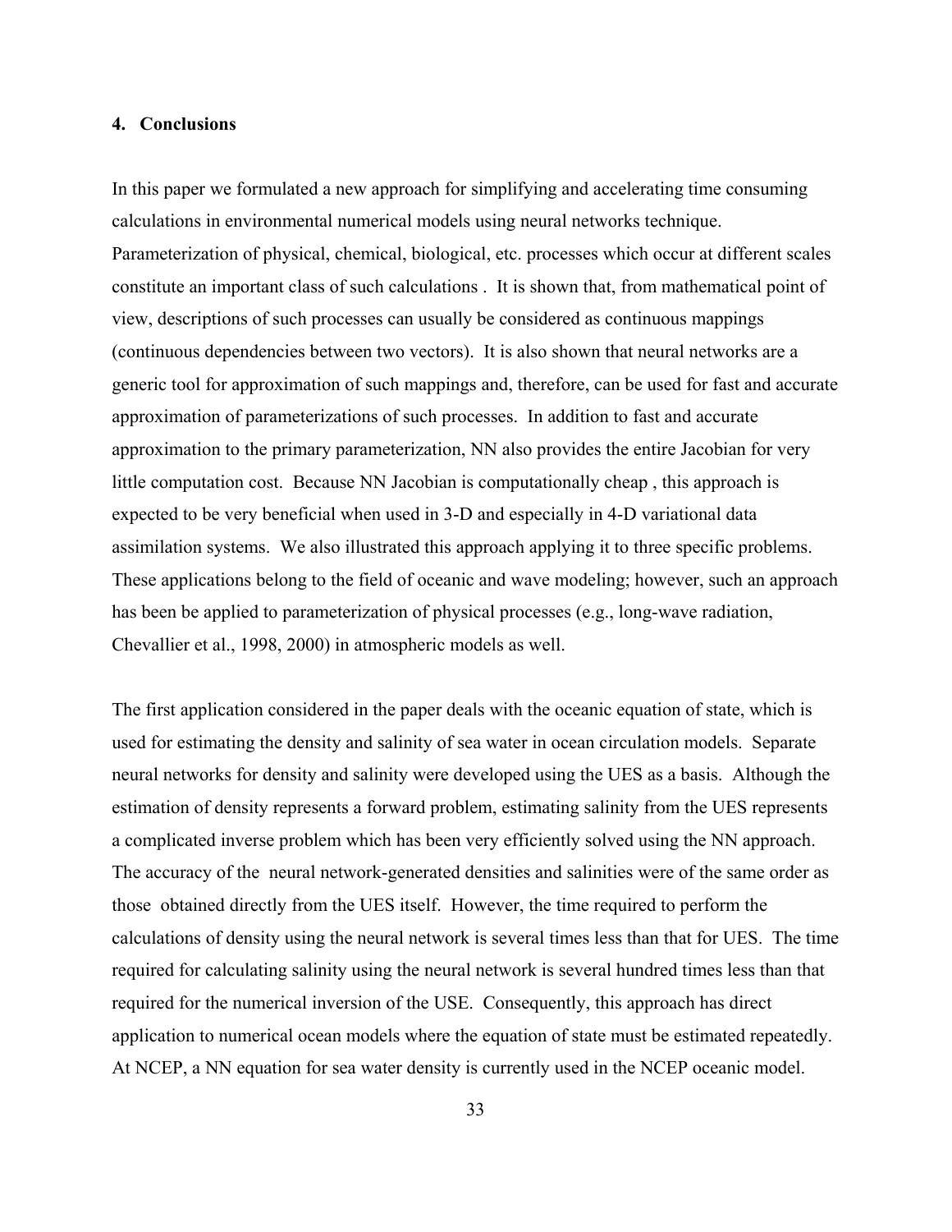## 4. Conclusions

In this paper we formulated a new approach for simplifying and accelerating time consuming calculations in environmental numerical models using neural networks technique. Parameterization of physical, chemical, biological, etc. processes which occur at different scales constitute an important class of such calculations . It is shown that, from mathematical point of view, descriptions of such processes can usually be considered as continuous mappings (continuous dependencies between two vectors). It is also shown that neural networks are a generic tool for approximation of such mappings and, therefore, can be used for fast and accurate approximation of parameterizations of such processes. In addition to fast and accurate approximation to the primary parameterization, NN also provides the entire Jacobian for very little computation cost. Because NN Jacobian is computationally cheap , this approach is expected to be very beneficial when used in 3-D and especially in 4-D variational data assimilation systems. We also illustrated this approach applying it to three specific problems. These applications belong to the field of oceanic and wave modeling; however, such an approach has been be applied to parameterization of physical processes (e.g., long-wave radiation, Chevallier et al., 1998, 2000) in atmospheric models as well.

The first application considered in the paper deals with the oceanic equation of state, which is used for estimating the density and salinity of sea water in ocean circulation models. Separate neural networks for density and salinity were developed using the UES as a basis. Although the estimation of density represents a forward problem, estimating salinity from the UES represents a complicated inverse problem which has been very efficiently solved using the NN approach. The accuracy of the neural network-generated densities and salinities were of the same order as those obtained directly from the UES itself. However, the time required to perform the calculations of density using the neural network is several times less than that for UES. The time required for calculating salinity using the neural network is several hundred times less than that required for the numerical inversion of the USE. Consequently, this approach has direct application to numerical ocean models where the equation of state must be estimated repeatedly. At NCEP, a NN equation for sea water density is currently used in the NCEP oceanic model.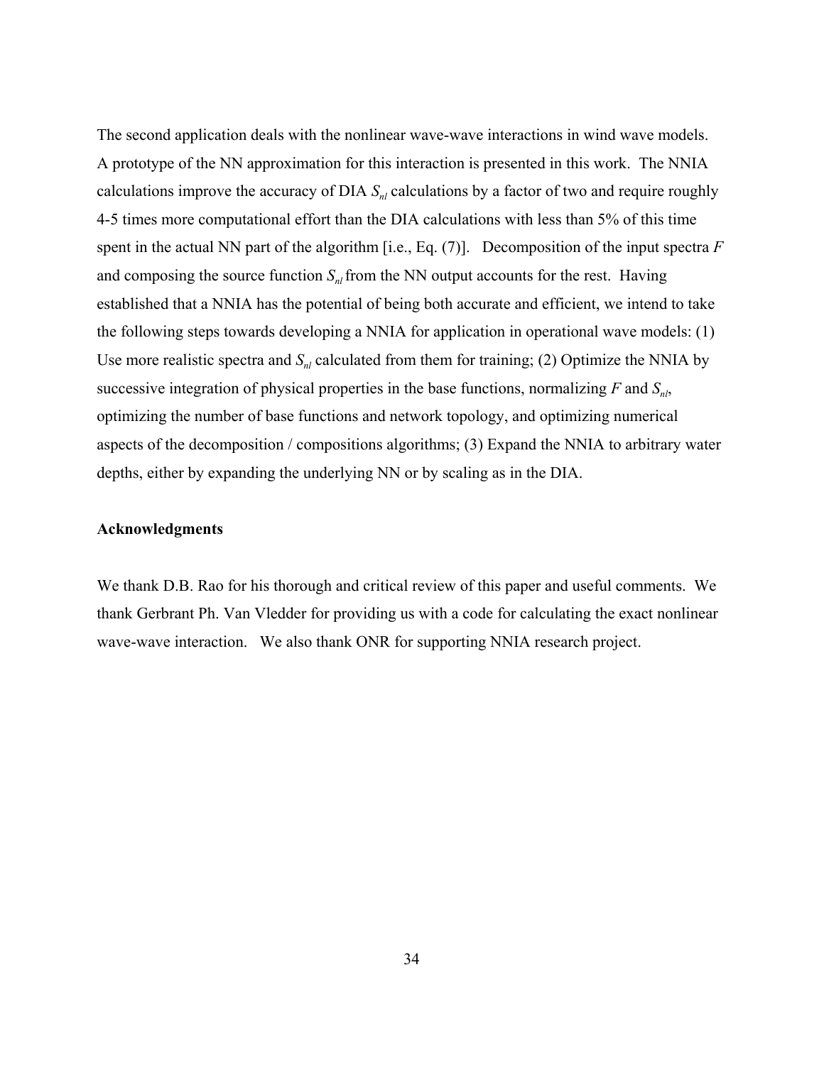The second application deals with the nonlinear wave-wave interactions in wind wave models. A prototype of the NN approximation for this interaction is presented in this work. The NNIA calculations improve the accuracy of DIA $S_{nl}$ calculations by a factor of two and require roughly 4-5 times more computational effort than the DIA calculations with less than 5% of this time spent in the actual NN part of the algorithm [i.e., Eq. (7)]. Decomposition of the input spectra $F$ and composing the source function $S_{nl}$ from the NN output accounts for the rest. Having established that a NNIA has the potential of being both accurate and efficient, we intend to take the following steps towards developing a NNIA for application in operational wave models: (1) Use more realistic spectra and $S_{nl}$ calculated from them for training; (2) Optimize the NNIA by successive integration of physical properties in the base functions, normalizing $F$ and $S_{nl}$, optimizing the number of base functions and network topology, and optimizing numerical aspects of the decomposition / compositions algorithms; (3) Expand the NNIA to arbitrary water depths, either by expanding the underlying NN or by scaling as in the DIA.

**Acknowledgments**

We thank D.B. Rao for his thorough and critical review of this paper and useful comments. We thank Gerbrant Ph. Van Vledder for providing us with a code for calculating the exact nonlinear wave-wave interaction. We also thank ONR for supporting NNIA research project.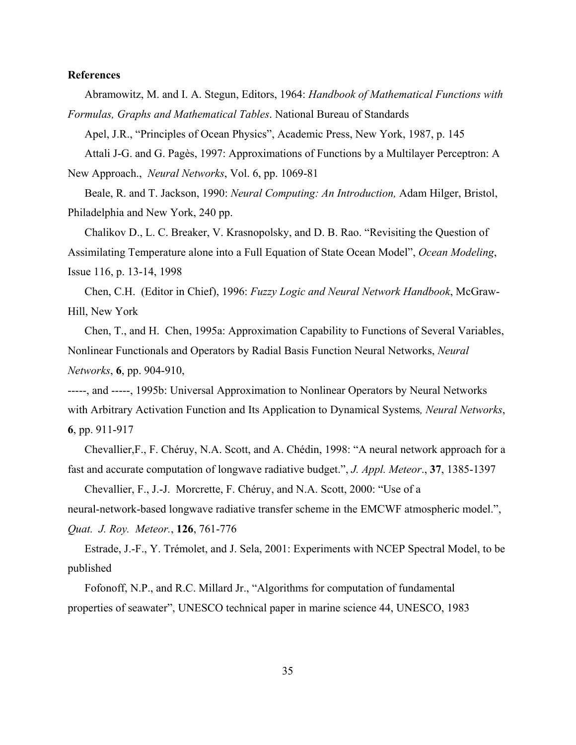**References**

Abramowitz, M. and I. A. Stegun, Editors, 1964: *Handbook of Mathematical Functions with Formulas, Graphs and Mathematical Tables*. National Bureau of Standards

Apel, J.R., "Principles of Ocean Physics", Academic Press, New York, 1987, p. 145

Attali J-G. and G. Pagès, 1997: Approximations of Functions by a Multilayer Perceptron: A New Approach., *Neural Networks*, Vol. 6, pp. 1069-81

Beale, R. and T. Jackson, 1990: *Neural Computing: An Introduction,* Adam Hilger, Bristol, Philadelphia and New York, 240 pp.

Chalikov D., L. C. Breaker, V. Krasnopolsky, and D. B. Rao. "Revisiting the Question of Assimilating Temperature alone into a Full Equation of State Ocean Model", *Ocean Modeling*, Issue 116, p. 13-14, 1998

Chen, C.H. (Editor in Chief), 1996: *Fuzzy Logic and Neural Network Handbook*, McGraw-Hill, New York

Chen, T., and H. Chen, 1995a: Approximation Capability to Functions of Several Variables, Nonlinear Functionals and Operators by Radial Basis Function Neural Networks, *Neural Networks*, **6**, pp. 904-910,

-----, and -----, 1995b: Universal Approximation to Nonlinear Operators by Neural Networks with Arbitrary Activation Function and Its Application to Dynamical Systems*, Neural Networks*, **6**, pp. 911-917

Chevallier,F., F. Chéruy, N.A. Scott, and A. Chédin, 1998: "A neural network approach for a fast and accurate computation of longwave radiative budget.", *J. Appl. Meteor*., **37**, 1385-1397

Chevallier, F., J.-J. Morcrette, F. Chéruy, and N.A. Scott, 2000: "Use of a neural-network-based longwave radiative transfer scheme in the EMCWF atmospheric model.", *Quat. J. Roy. Meteor.*, **126**, 761-776

Estrade, J.-F., Y. Trémolet, and J. Sela, 2001: Experiments with NCEP Spectral Model, to be published

Fofonoff, N.P., and R.C. Millard Jr., "Algorithms for computation of fundamental properties of seawater", UNESCO technical paper in marine science 44, UNESCO, 1983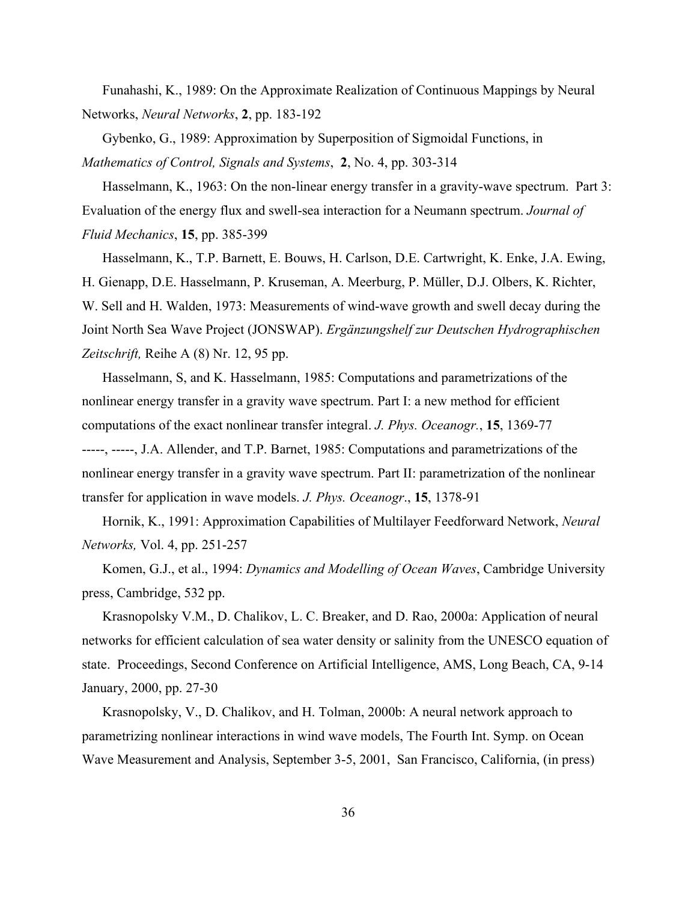Funahashi, K., 1989: On the Approximate Realization of Continuous Mappings by Neural Networks, *Neural Networks*, **2**, pp. 183-192

Gybenko, G., 1989: Approximation by Superposition of Sigmoidal Functions, in *Mathematics of Control, Signals and Systems*, **2**, No. 4, pp. 303-314

Hasselmann, K., 1963: On the non-linear energy transfer in a gravity-wave spectrum. Part 3: Evaluation of the energy flux and swell-sea interaction for a Neumann spectrum. *Journal of Fluid Mechanics*, **15**, pp. 385-399

Hasselmann, K., T.P. Barnett, E. Bouws, H. Carlson, D.E. Cartwright, K. Enke, J.A. Ewing, H. Gienapp, D.E. Hasselmann, P. Kruseman, A. Meerburg, P. Müller, D.J. Olbers, K. Richter, W. Sell and H. Walden, 1973: Measurements of wind-wave growth and swell decay during the Joint North Sea Wave Project (JONSWAP). *Ergänzungshelf zur Deutschen Hydrographischen Zeitschrift,* Reihe A (8) Nr. 12, 95 pp.

Hasselmann, S, and K. Hasselmann, 1985: Computations and parametrizations of the nonlinear energy transfer in a gravity wave spectrum. Part I: a new method for efficient computations of the exact nonlinear transfer integral. *J. Phys. Oceanogr.*, **15**, 1369-77

-----, -----, J.A. Allender, and T.P. Barnet, 1985: Computations and parametrizations of the nonlinear energy transfer in a gravity wave spectrum. Part II: parametrization of the nonlinear transfer for application in wave models. *J. Phys. Oceanogr*., **15**, 1378-91

Hornik, K., 1991: Approximation Capabilities of Multilayer Feedforward Network, *Neural Networks,* Vol. 4, pp. 251-257

Komen, G.J., et al., 1994: *Dynamics and Modelling of Ocean Waves*, Cambridge University press, Cambridge, 532 pp.

Krasnopolsky V.M., D. Chalikov, L. C. Breaker, and D. Rao, 2000a: Application of neural networks for efficient calculation of sea water density or salinity from the UNESCO equation of state. Proceedings, Second Conference on Artificial Intelligence, AMS, Long Beach, CA, 9-14 January, 2000, pp. 27-30

Krasnopolsky, V., D. Chalikov, and H. Tolman, 2000b: A neural network approach to parametrizing nonlinear interactions in wind wave models, The Fourth Int. Symp. on Ocean Wave Measurement and Analysis, September 3-5, 2001, San Francisco, California, (in press)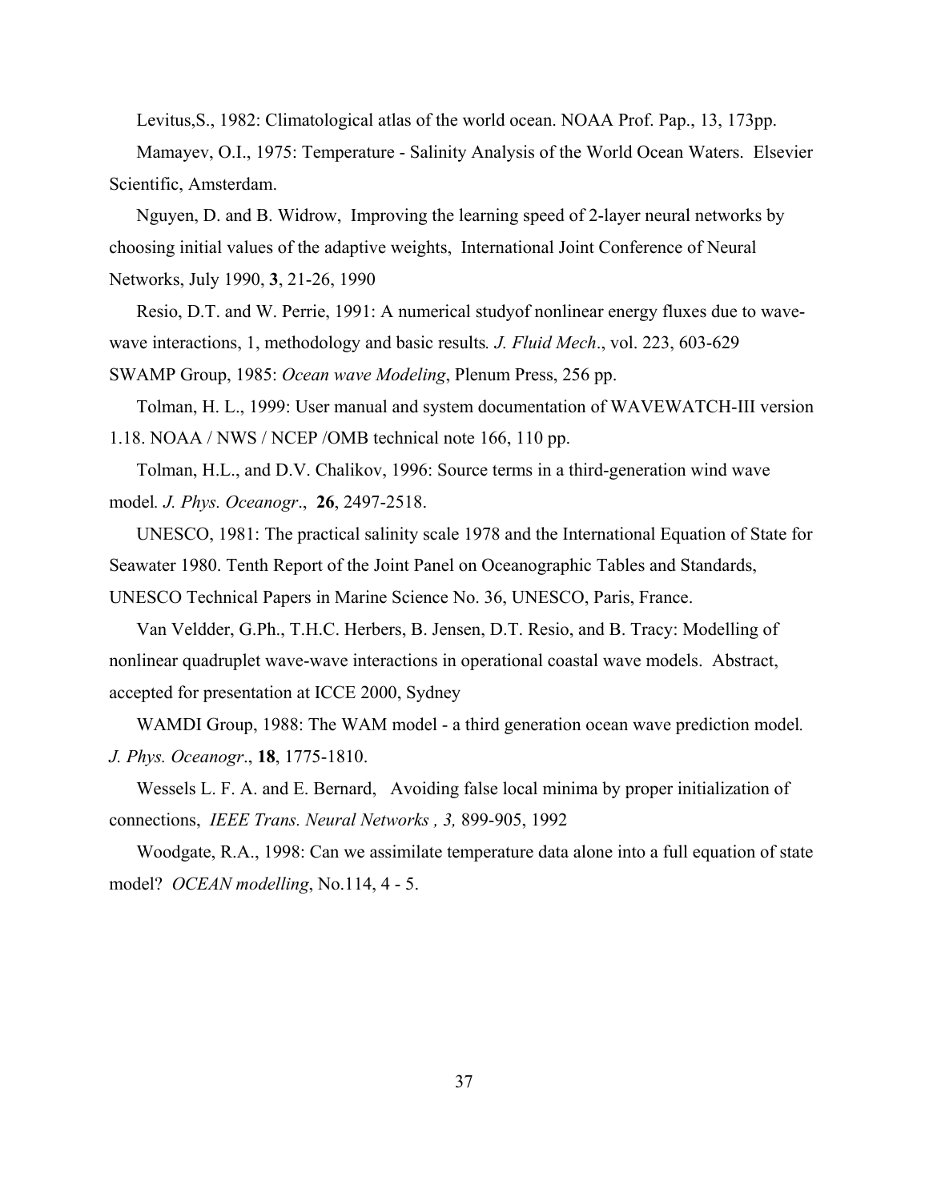Levitus,S., 1982: Climatological atlas of the world ocean. NOAA Prof. Pap., 13, 173pp.

Mamayev, O.I., 1975: Temperature - Salinity Analysis of the World Ocean Waters. Elsevier Scientific, Amsterdam.

Nguyen, D. and B. Widrow, Improving the learning speed of 2-layer neural networks by choosing initial values of the adaptive weights, International Joint Conference of Neural Networks, July 1990, **3**, 21-26, 1990

Resio, D.T. and W. Perrie, 1991: A numerical studyof nonlinear energy fluxes due to wave-wave interactions, 1, methodology and basic results*. J. Fluid Mech*., vol. 223, 603-629

SWAMP Group, 1985: *Ocean wave Modeling*, Plenum Press, 256 pp.

Tolman, H. L., 1999: User manual and system documentation of WAVEWATCH-III version 1.18. NOAA / NWS / NCEP /OMB technical note 166, 110 pp.

Tolman, H.L., and D.V. Chalikov, 1996: Source terms in a third-generation wind wave model*. J. Phys. Oceanogr*., **26**, 2497-2518.

UNESCO, 1981: The practical salinity scale 1978 and the International Equation of State for Seawater 1980. Tenth Report of the Joint Panel on Oceanographic Tables and Standards, UNESCO Technical Papers in Marine Science No. 36, UNESCO, Paris, France.

Van Veldder, G.Ph., T.H.C. Herbers, B. Jensen, D.T. Resio, and B. Tracy: Modelling of nonlinear quadruplet wave-wave interactions in operational coastal wave models. Abstract, accepted for presentation at ICCE 2000, Sydney

WAMDI Group, 1988: The WAM model - a third generation ocean wave prediction model*. J. Phys. Oceanogr*., **18**, 1775-1810.

Wessels L. F. A. and E. Bernard, Avoiding false local minima by proper initialization of connections, *IEEE Trans. Neural Networks , 3,* 899-905, 1992

Woodgate, R.A., 1998: Can we assimilate temperature data alone into a full equation of state model? *OCEAN modelling*, No.114, 4 - 5.